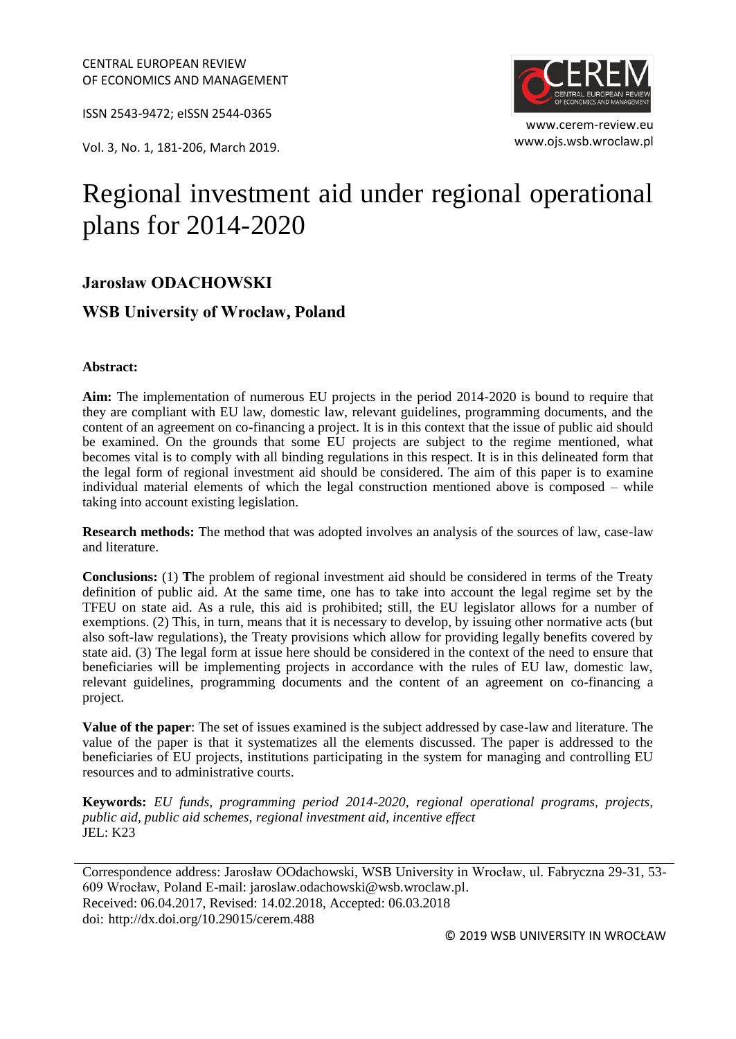CENTRAL EUROPEAN REVIEW
OF ECONOMICS AND MANAGEMENT

ISSN 2543-9472; eISSN 2544-0365

Vol. 3, No. 1, 181-206, March 2019.

www.cerem-review.eu
www.ojs.wsb.wroclaw.pl

# Regional investment aid under regional operational plans for 2014-2020

## Jarosław ODACHOWSKI

## WSB University of Wrocław, Poland

**Abstract:**

**Aim:** The implementation of numerous EU projects in the period 2014-2020 is bound to require that they are compliant with EU law, domestic law, relevant guidelines, programming documents, and the content of an agreement on co-financing a project. It is in this context that the issue of public aid should be examined. On the grounds that some EU projects are subject to the regime mentioned, what becomes vital is to comply with all binding regulations in this respect. It is in this delineated form that the legal form of regional investment aid should be considered. The aim of this paper is to examine individual material elements of which the legal construction mentioned above is composed – while taking into account existing legislation.

**Research methods:** The method that was adopted involves an analysis of the sources of law, case-law and literature.

**Conclusions:** (1) **T**he problem of regional investment aid should be considered in terms of the Treaty definition of public aid. At the same time, one has to take into account the legal regime set by the TFEU on state aid. As a rule, this aid is prohibited; still, the EU legislator allows for a number of exemptions. (2) This, in turn, means that it is necessary to develop, by issuing other normative acts (but also soft-law regulations), the Treaty provisions which allow for providing legally benefits covered by state aid. (3) The legal form at issue here should be considered in the context of the need to ensure that beneficiaries will be implementing projects in accordance with the rules of EU law, domestic law, relevant guidelines, programming documents and the content of an agreement on co-financing a project.

**Value of the paper**: The set of issues examined is the subject addressed by case-law and literature. The value of the paper is that it systematizes all the elements discussed. The paper is addressed to the beneficiaries of EU projects, institutions participating in the system for managing and controlling EU resources and to administrative courts.

**Keywords:** *EU funds, programming period 2014-2020, regional operational programs, projects, public aid, public aid schemes, regional investment aid, incentive effect*
JEL: K23

---

Correspondence address: Jarosław OOdachowski, WSB University in Wrocław, ul. Fabryczna 29-31, 53-609 Wrocław, Poland E-mail: jaroslaw.odachowski@wsb.wroclaw.pl.
Received: 06.04.2017, Revised: 14.02.2018, Accepted: 06.03.2018
doi: http://dx.doi.org/10.29015/cerem.488

© 2019 WSB UNIVERSITY IN WROCŁAW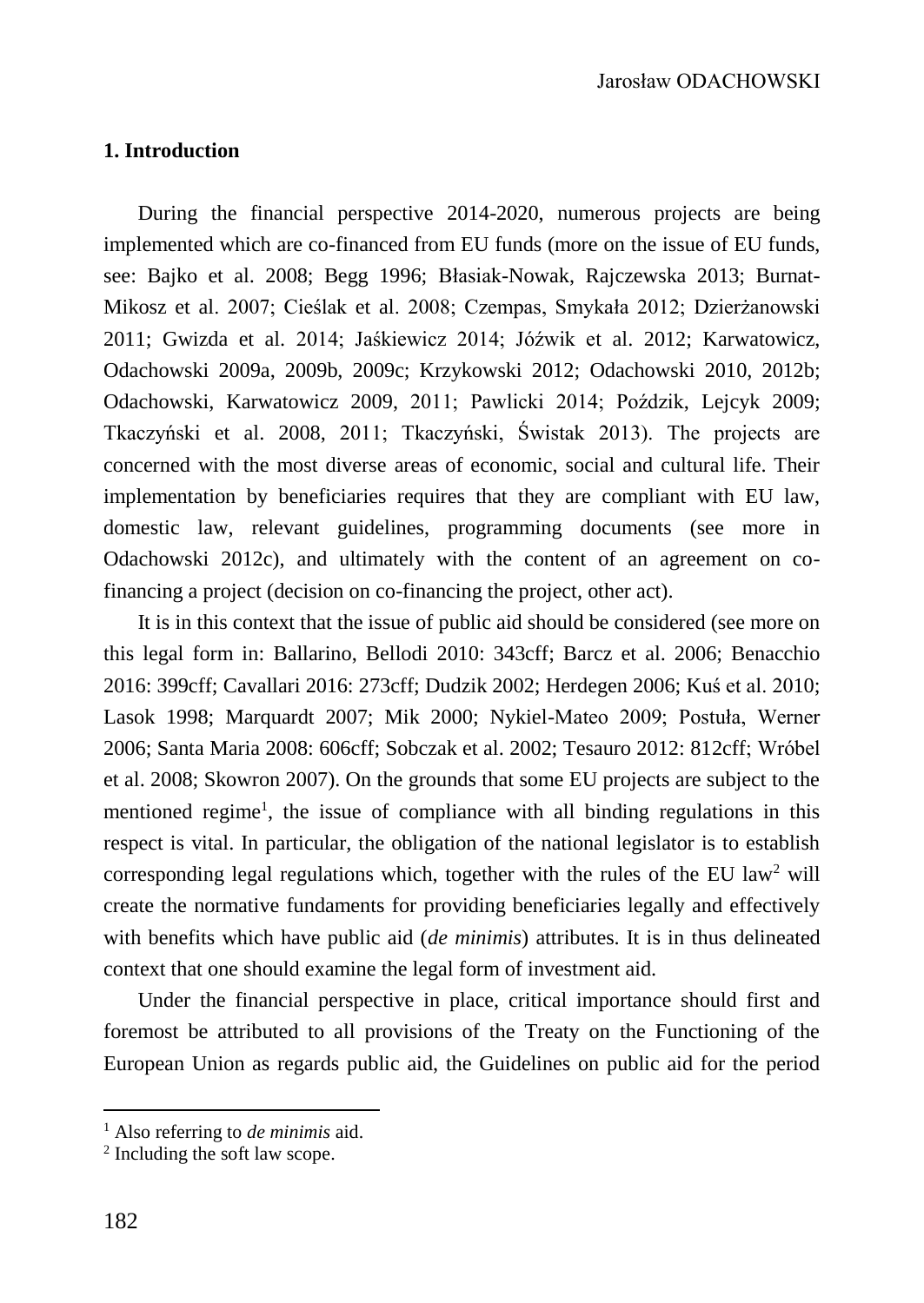## 1. Introduction

During the financial perspective 2014-2020, numerous projects are being implemented which are co-financed from EU funds (more on the issue of EU funds, see: Bajko et al. 2008; Begg 1996; Błasiak-Nowak, Rajczewska 2013; Burnat-Mikosz et al. 2007; Cieślak et al. 2008; Czempas, Smykała 2012; Dzierżanowski 2011; Gwizda et al. 2014; Jaśkiewicz 2014; Jóźwik et al. 2012; Karwatowicz, Odachowski 2009a, 2009b, 2009c; Krzykowski 2012; Odachowski 2010, 2012b; Odachowski, Karwatowicz 2009, 2011; Pawlicki 2014; Poździk, Lejcyk 2009; Tkaczyński et al. 2008, 2011; Tkaczyński, Świstak 2013). The projects are concerned with the most diverse areas of economic, social and cultural life. Their implementation by beneficiaries requires that they are compliant with EU law, domestic law, relevant guidelines, programming documents (see more in Odachowski 2012c), and ultimately with the content of an agreement on co-financing a project (decision on co-financing the project, other act).

It is in this context that the issue of public aid should be considered (see more on this legal form in: Ballarino, Bellodi 2010: 343cff; Barcz et al. 2006; Benacchio 2016: 399cff; Cavallari 2016: 273cff; Dudzik 2002; Herdegen 2006; Kuś et al. 2010; Lasok 1998; Marquardt 2007; Mik 2000; Nykiel-Mateo 2009; Postuła, Werner 2006; Santa Maria 2008: 606cff; Sobczak et al. 2002; Tesauro 2012: 812cff; Wróbel et al. 2008; Skowron 2007). On the grounds that some EU projects are subject to the mentioned regime[1], the issue of compliance with all binding regulations in this respect is vital. In particular, the obligation of the national legislator is to establish corresponding legal regulations which, together with the rules of the EU law[2] will create the normative fundaments for providing beneficiaries legally and effectively with benefits which have public aid (*de minimis*) attributes. It is in thus delineated context that one should examine the legal form of investment aid.

Under the financial perspective in place, critical importance should first and foremost be attributed to all provisions of the Treaty on the Functioning of the European Union as regards public aid, the Guidelines on public aid for the period

[1] Also referring to *de minimis* aid.

[2] Including the soft law scope.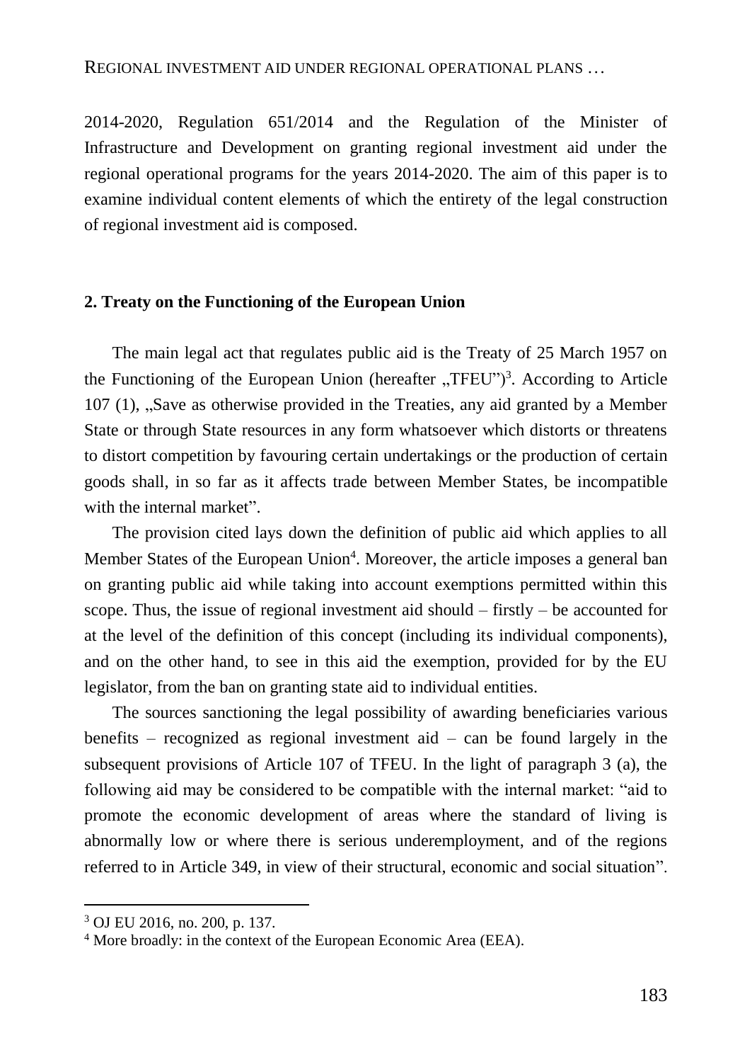2014-2020, Regulation 651/2014 and the Regulation of the Minister of Infrastructure and Development on granting regional investment aid under the regional operational programs for the years 2014-2020. The aim of this paper is to examine individual content elements of which the entirety of the legal construction of regional investment aid is composed.

## 2. Treaty on the Functioning of the European Union

The main legal act that regulates public aid is the Treaty of 25 March 1957 on the Functioning of the European Union (hereafter „TFEU")[3]. According to Article 107 (1), „Save as otherwise provided in the Treaties, any aid granted by a Member State or through State resources in any form whatsoever which distorts or threatens to distort competition by favouring certain undertakings or the production of certain goods shall, in so far as it affects trade between Member States, be incompatible with the internal market".

The provision cited lays down the definition of public aid which applies to all Member States of the European Union[4]. Moreover, the article imposes a general ban on granting public aid while taking into account exemptions permitted within this scope. Thus, the issue of regional investment aid should – firstly – be accounted for at the level of the definition of this concept (including its individual components), and on the other hand, to see in this aid the exemption, provided for by the EU legislator, from the ban on granting state aid to individual entities.

The sources sanctioning the legal possibility of awarding beneficiaries various benefits – recognized as regional investment aid – can be found largely in the subsequent provisions of Article 107 of TFEU. In the light of paragraph 3 (a), the following aid may be considered to be compatible with the internal market: "aid to promote the economic development of areas where the standard of living is abnormally low or where there is serious underemployment, and of the regions referred to in Article 349, in view of their structural, economic and social situation".

---

[3] OJ EU 2016, no. 200, p. 137.

[4] More broadly: in the context of the European Economic Area (EEA).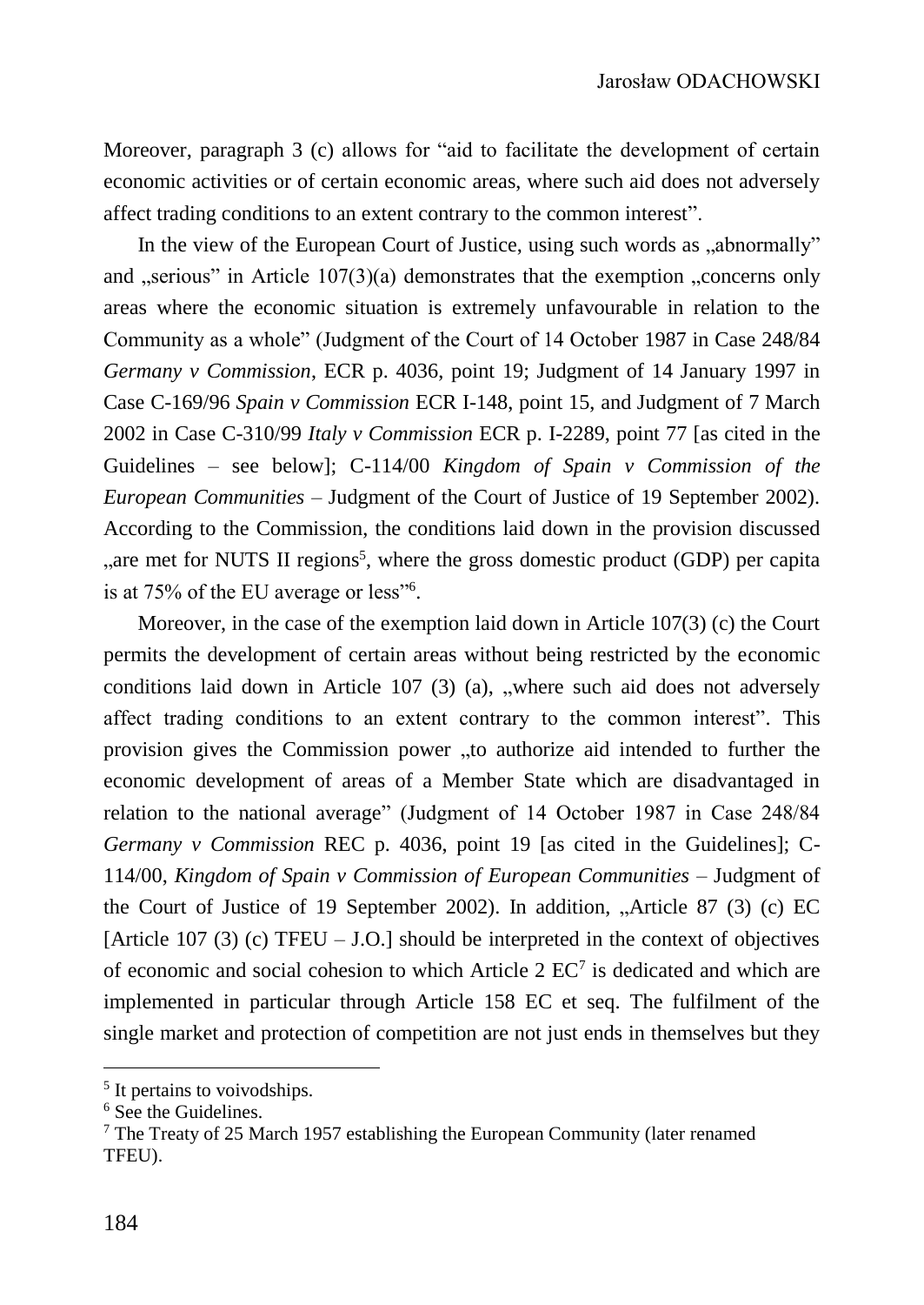Moreover, paragraph 3 (c) allows for "aid to facilitate the development of certain economic activities or of certain economic areas, where such aid does not adversely affect trading conditions to an extent contrary to the common interest".

In the view of the European Court of Justice, using such words as „abnormally" and „serious" in Article 107(3)(a) demonstrates that the exemption „concerns only areas where the economic situation is extremely unfavourable in relation to the Community as a whole" (Judgment of the Court of 14 October 1987 in Case 248/84 *Germany v Commission*, ECR p. 4036, point 19; Judgment of 14 January 1997 in Case C-169/96 *Spain v Commission* ECR I-148, point 15, and Judgment of 7 March 2002 in Case C-310/99 *Italy v Commission* ECR p. I-2289, point 77 [as cited in the Guidelines – see below]; C-114/00 *Kingdom of Spain v Commission of the European Communities* – Judgment of the Court of Justice of 19 September 2002). According to the Commission, the conditions laid down in the provision discussed „are met for NUTS II regions[5], where the gross domestic product (GDP) per capita is at 75% of the EU average or less"[6].

Moreover, in the case of the exemption laid down in Article 107(3) (c) the Court permits the development of certain areas without being restricted by the economic conditions laid down in Article 107 (3) (a), „where such aid does not adversely affect trading conditions to an extent contrary to the common interest". This provision gives the Commission power „to authorize aid intended to further the economic development of areas of a Member State which are disadvantaged in relation to the national average" (Judgment of 14 October 1987 in Case 248/84 *Germany v Commission* REC p. 4036, point 19 [as cited in the Guidelines]; C-114/00, *Kingdom of Spain v Commission of European Communities* – Judgment of the Court of Justice of 19 September 2002). In addition, „Article 87 (3) (c) EC [Article 107 (3) (c) TFEU – J.O.] should be interpreted in the context of objectives of economic and social cohesion to which Article 2 EC[7] is dedicated and which are implemented in particular through Article 158 EC et seq. The fulfilment of the single market and protection of competition are not just ends in themselves but they

---

[5] It pertains to voivodships.

[6] See the Guidelines.

[7] The Treaty of 25 March 1957 establishing the European Community (later renamed TFEU).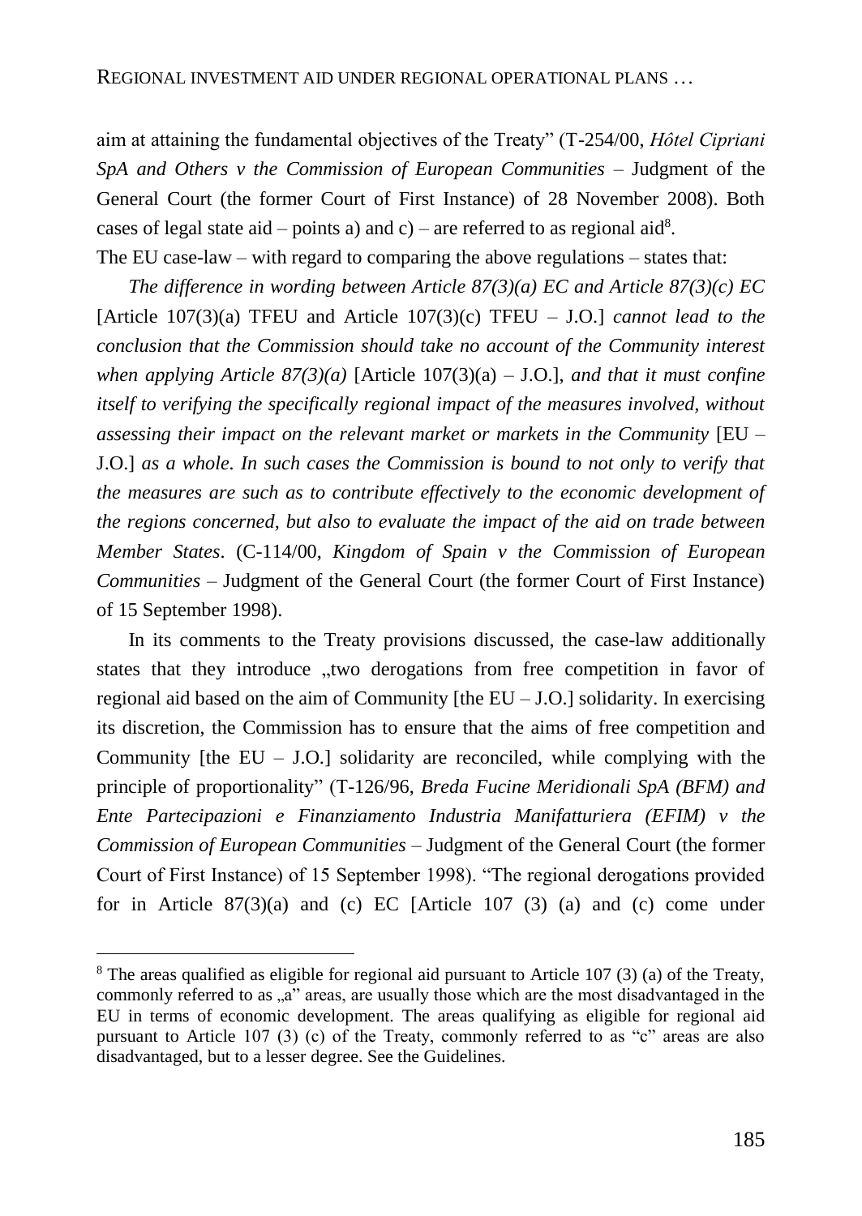aim at attaining the fundamental objectives of the Treaty" (T-254/00, *Hôtel Cipriani SpA and Others v the Commission of European Communities* – Judgment of the General Court (the former Court of First Instance) of 28 November 2008). Both cases of legal state aid – points a) and c) – are referred to as regional aid[8].

The EU case-law – with regard to comparing the above regulations – states that:

*The difference in wording between Article 87(3)(a) EC and Article 87(3)(c) EC* [Article 107(3)(a) TFEU and Article 107(3)(c) TFEU – J.O.] *cannot lead to the conclusion that the Commission should take no account of the Community interest when applying Article 87(3)(a)* [Article 107(3)(a) – J.O.], *and that it must confine itself to verifying the specifically regional impact of the measures involved, without assessing their impact on the relevant market or markets in the Community* [EU – J.O.] *as a whole. In such cases the Commission is bound to not only to verify that the measures are such as to contribute effectively to the economic development of the regions concerned, but also to evaluate the impact of the aid on trade between Member States*. (C-114/00, *Kingdom of Spain v the Commission of European Communities* – Judgment of the General Court (the former Court of First Instance) of 15 September 1998).

In its comments to the Treaty provisions discussed, the case-law additionally states that they introduce „two derogations from free competition in favor of regional aid based on the aim of Community [the EU – J.O.] solidarity. In exercising its discretion, the Commission has to ensure that the aims of free competition and Community [the EU – J.O.] solidarity are reconciled, while complying with the principle of proportionality" (T-126/96, *Breda Fucine Meridionali SpA (BFM) and Ente Partecipazioni e Finanziamento Industria Manifatturiera (EFIM) v the Commission of European Communities* – Judgment of the General Court (the former Court of First Instance) of 15 September 1998). "The regional derogations provided for in Article 87(3)(a) and (c) EC [Article 107 (3) (a) and (c) come under

---

[8] The areas qualified as eligible for regional aid pursuant to Article 107 (3) (a) of the Treaty, commonly referred to as „a" areas, are usually those which are the most disadvantaged in the EU in terms of economic development. The areas qualifying as eligible for regional aid pursuant to Article 107 (3) (c) of the Treaty, commonly referred to as "c" areas are also disadvantaged, but to a lesser degree. See the Guidelines.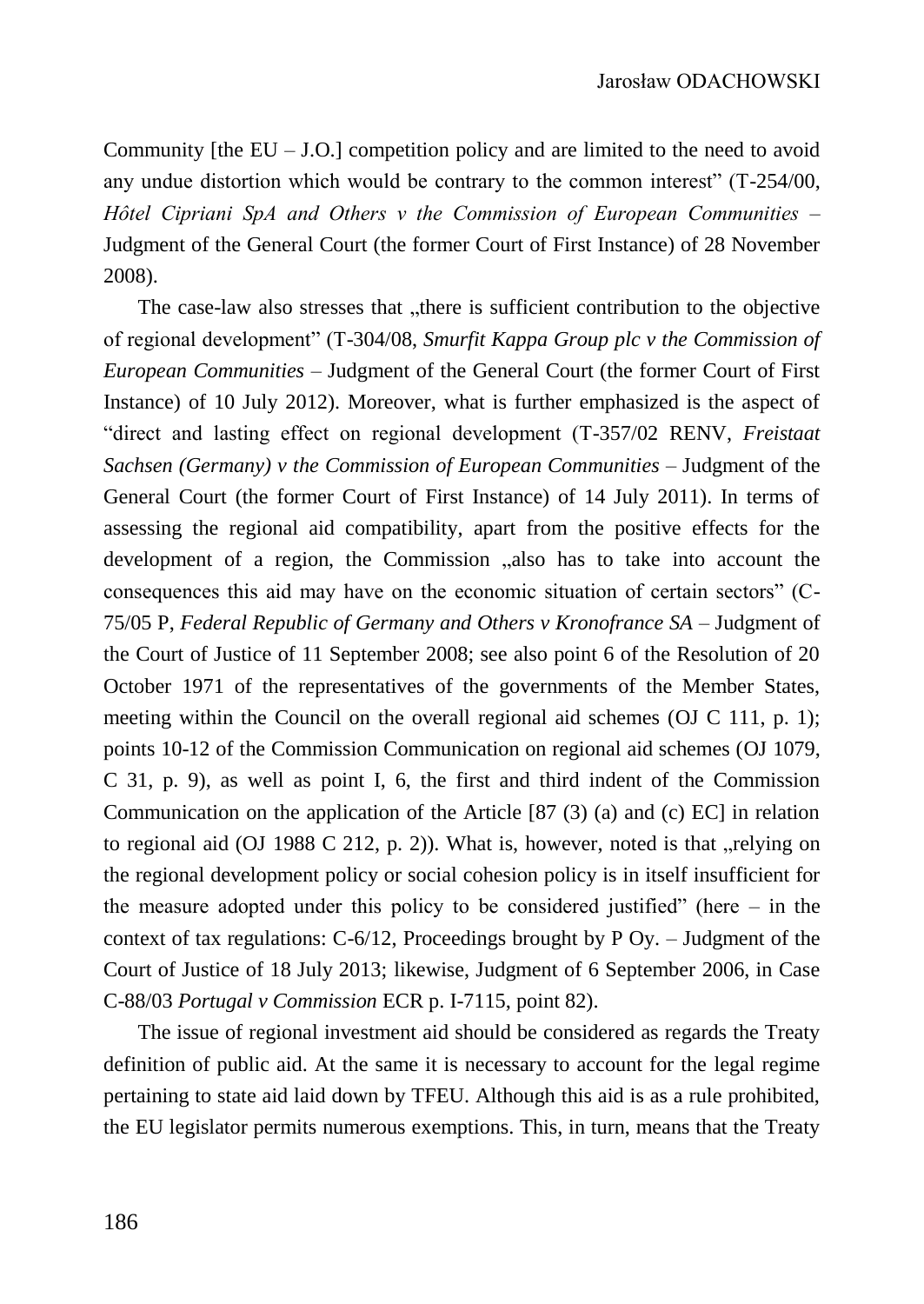Community [the EU – J.O.] competition policy and are limited to the need to avoid any undue distortion which would be contrary to the common interest" (T-254/00, *Hôtel Cipriani SpA and Others v the Commission of European Communities* – Judgment of the General Court (the former Court of First Instance) of 28 November 2008).

The case-law also stresses that „there is sufficient contribution to the objective of regional development" (T-304/08, *Smurfit Kappa Group plc v the Commission of European Communities* – Judgment of the General Court (the former Court of First Instance) of 10 July 2012). Moreover, what is further emphasized is the aspect of "direct and lasting effect on regional development (T-357/02 RENV, *Freistaat Sachsen (Germany) v the Commission of European Communities* – Judgment of the General Court (the former Court of First Instance) of 14 July 2011). In terms of assessing the regional aid compatibility, apart from the positive effects for the development of a region, the Commission „also has to take into account the consequences this aid may have on the economic situation of certain sectors" (C-75/05 P, *Federal Republic of Germany and Others v Kronofrance SA* – Judgment of the Court of Justice of 11 September 2008; see also point 6 of the Resolution of 20 October 1971 of the representatives of the governments of the Member States, meeting within the Council on the overall regional aid schemes (OJ C 111, p. 1); points 10-12 of the Commission Communication on regional aid schemes (OJ 1079, C 31, p. 9), as well as point I, 6, the first and third indent of the Commission Communication on the application of the Article [87 (3) (a) and (c) EC] in relation to regional aid (OJ 1988 C 212, p. 2)). What is, however, noted is that „relying on the regional development policy or social cohesion policy is in itself insufficient for the measure adopted under this policy to be considered justified" (here – in the context of tax regulations: C-6/12, Proceedings brought by P Oy. – Judgment of the Court of Justice of 18 July 2013; likewise, Judgment of 6 September 2006, in Case C-88/03 *Portugal v Commission* ECR p. I-7115, point 82).

The issue of regional investment aid should be considered as regards the Treaty definition of public aid. At the same it is necessary to account for the legal regime pertaining to state aid laid down by TFEU. Although this aid is as a rule prohibited, the EU legislator permits numerous exemptions. This, in turn, means that the Treaty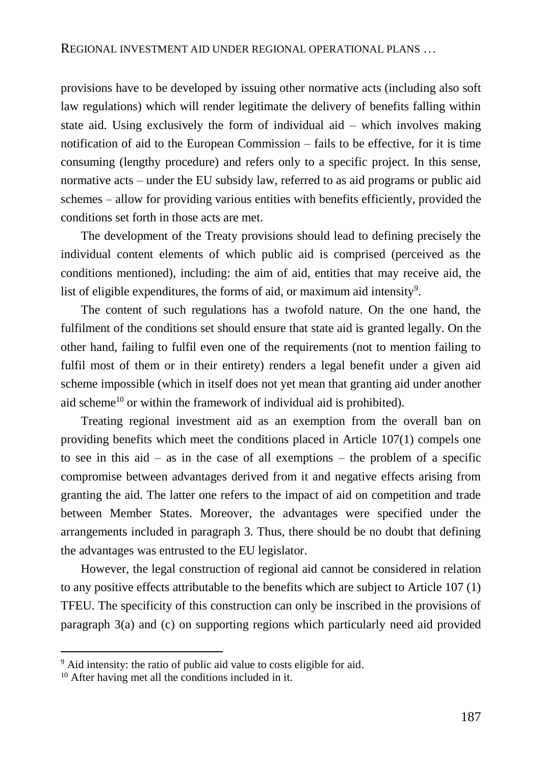provisions have to be developed by issuing other normative acts (including also soft law regulations) which will render legitimate the delivery of benefits falling within state aid. Using exclusively the form of individual aid – which involves making notification of aid to the European Commission – fails to be effective, for it is time consuming (lengthy procedure) and refers only to a specific project. In this sense, normative acts – under the EU subsidy law, referred to as aid programs or public aid schemes – allow for providing various entities with benefits efficiently, provided the conditions set forth in those acts are met.

The development of the Treaty provisions should lead to defining precisely the individual content elements of which public aid is comprised (perceived as the conditions mentioned), including: the aim of aid, entities that may receive aid, the list of eligible expenditures, the forms of aid, or maximum aid intensity[9].

The content of such regulations has a twofold nature. On the one hand, the fulfilment of the conditions set should ensure that state aid is granted legally. On the other hand, failing to fulfil even one of the requirements (not to mention failing to fulfil most of them or in their entirety) renders a legal benefit under a given aid scheme impossible (which in itself does not yet mean that granting aid under another aid scheme[10] or within the framework of individual aid is prohibited).

Treating regional investment aid as an exemption from the overall ban on providing benefits which meet the conditions placed in Article 107(1) compels one to see in this aid – as in the case of all exemptions – the problem of a specific compromise between advantages derived from it and negative effects arising from granting the aid. The latter one refers to the impact of aid on competition and trade between Member States. Moreover, the advantages were specified under the arrangements included in paragraph 3. Thus, there should be no doubt that defining the advantages was entrusted to the EU legislator.

However, the legal construction of regional aid cannot be considered in relation to any positive effects attributable to the benefits which are subject to Article 107 (1) TFEU. The specificity of this construction can only be inscribed in the provisions of paragraph 3(a) and (c) on supporting regions which particularly need aid provided

---

[9] Aid intensity: the ratio of public aid value to costs eligible for aid.

[10] After having met all the conditions included in it.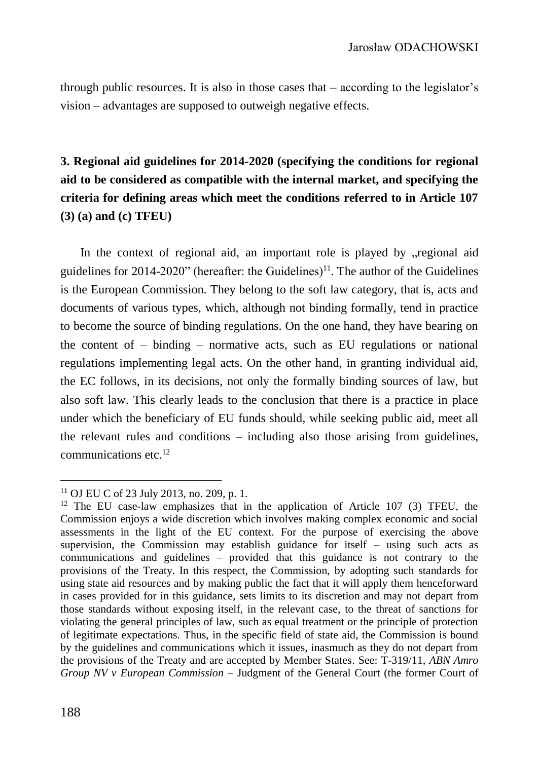through public resources. It is also in those cases that – according to the legislator's vision – advantages are supposed to outweigh negative effects.

## 3. Regional aid guidelines for 2014-2020 (specifying the conditions for regional aid to be considered as compatible with the internal market, and specifying the criteria for defining areas which meet the conditions referred to in Article 107 (3) (a) and (c) TFEU)

In the context of regional aid, an important role is played by „regional aid guidelines for 2014-2020" (hereafter: the Guidelines)[11]. The author of the Guidelines is the European Commission. They belong to the soft law category, that is, acts and documents of various types, which, although not binding formally, tend in practice to become the source of binding regulations. On the one hand, they have bearing on the content of – binding – normative acts, such as EU regulations or national regulations implementing legal acts. On the other hand, in granting individual aid, the EC follows, in its decisions, not only the formally binding sources of law, but also soft law. This clearly leads to the conclusion that there is a practice in place under which the beneficiary of EU funds should, while seeking public aid, meet all the relevant rules and conditions – including also those arising from guidelines, communications etc.[12]

---

[11] OJ EU C of 23 July 2013, no. 209, p. 1.

[12] The EU case-law emphasizes that in the application of Article 107 (3) TFEU, the Commission enjoys a wide discretion which involves making complex economic and social assessments in the light of the EU context. For the purpose of exercising the above supervision, the Commission may establish guidance for itself – using such acts as communications and guidelines – provided that this guidance is not contrary to the provisions of the Treaty. In this respect, the Commission, by adopting such standards for using state aid resources and by making public the fact that it will apply them henceforward in cases provided for in this guidance, sets limits to its discretion and may not depart from those standards without exposing itself, in the relevant case, to the threat of sanctions for violating the general principles of law, such as equal treatment or the principle of protection of legitimate expectations. Thus, in the specific field of state aid, the Commission is bound by the guidelines and communications which it issues, inasmuch as they do not depart from the provisions of the Treaty and are accepted by Member States. See: T-319/11, *ABN Amro Group NV v European Commission* – Judgment of the General Court (the former Court of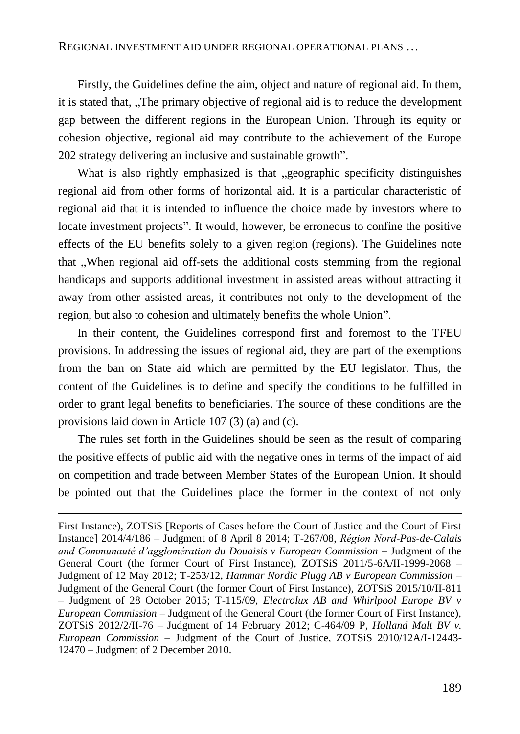Firstly, the Guidelines define the aim, object and nature of regional aid. In them, it is stated that, „The primary objective of regional aid is to reduce the development gap between the different regions in the European Union. Through its equity or cohesion objective, regional aid may contribute to the achievement of the Europe 202 strategy delivering an inclusive and sustainable growth".

What is also rightly emphasized is that „geographic specificity distinguishes regional aid from other forms of horizontal aid. It is a particular characteristic of regional aid that it is intended to influence the choice made by investors where to locate investment projects". It would, however, be erroneous to confine the positive effects of the EU benefits solely to a given region (regions). The Guidelines note that „When regional aid off-sets the additional costs stemming from the regional handicaps and supports additional investment in assisted areas without attracting it away from other assisted areas, it contributes not only to the development of the region, but also to cohesion and ultimately benefits the whole Union".

In their content, the Guidelines correspond first and foremost to the TFEU provisions. In addressing the issues of regional aid, they are part of the exemptions from the ban on State aid which are permitted by the EU legislator. Thus, the content of the Guidelines is to define and specify the conditions to be fulfilled in order to grant legal benefits to beneficiaries. The source of these conditions are the provisions laid down in Article 107 (3) (a) and (c).

The rules set forth in the Guidelines should be seen as the result of comparing the positive effects of public aid with the negative ones in terms of the impact of aid on competition and trade between Member States of the European Union. It should be pointed out that the Guidelines place the former in the context of not only

---

First Instance), ZOTSiS [Reports of Cases before the Court of Justice and the Court of First Instance] 2014/4/186 – Judgment of 8 April 8 2014; T-267/08, *Région Nord-Pas-de-Calais and Communauté d'agglomération du Douaisis v European Commission* – Judgment of the General Court (the former Court of First Instance), ZOTSiS 2011/5-6A/II-1999-2068 – Judgment of 12 May 2012; T-253/12, *Hammar Nordic Plugg AB v European Commission* – Judgment of the General Court (the former Court of First Instance), ZOTSiS 2015/10/II-811 – Judgment of 28 October 2015; T-115/09, *Electrolux AB and Whirlpool Europe BV v European Commission* – Judgment of the General Court (the former Court of First Instance), ZOTSiS 2012/2/II-76 – Judgment of 14 February 2012; C-464/09 P, *Holland Malt BV v. European Commission* – Judgment of the Court of Justice, ZOTSiS 2010/12A/I-12443-12470 – Judgment of 2 December 2010.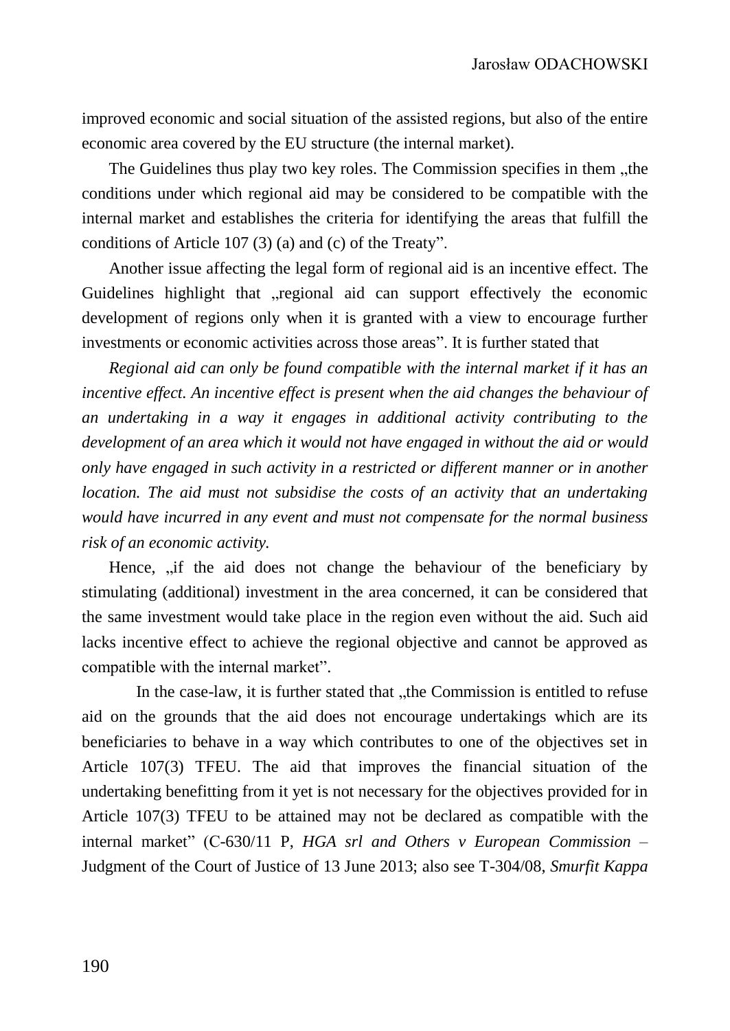improved economic and social situation of the assisted regions, but also of the entire economic area covered by the EU structure (the internal market).

The Guidelines thus play two key roles. The Commission specifies in them „the conditions under which regional aid may be considered to be compatible with the internal market and establishes the criteria for identifying the areas that fulfill the conditions of Article 107 (3) (a) and (c) of the Treaty".

Another issue affecting the legal form of regional aid is an incentive effect. The Guidelines highlight that „regional aid can support effectively the economic development of regions only when it is granted with a view to encourage further investments or economic activities across those areas". It is further stated that

*Regional aid can only be found compatible with the internal market if it has an incentive effect. An incentive effect is present when the aid changes the behaviour of an undertaking in a way it engages in additional activity contributing to the development of an area which it would not have engaged in without the aid or would only have engaged in such activity in a restricted or different manner or in another location. The aid must not subsidise the costs of an activity that an undertaking would have incurred in any event and must not compensate for the normal business risk of an economic activity.*

Hence, „if the aid does not change the behaviour of the beneficiary by stimulating (additional) investment in the area concerned, it can be considered that the same investment would take place in the region even without the aid. Such aid lacks incentive effect to achieve the regional objective and cannot be approved as compatible with the internal market".

In the case-law, it is further stated that „the Commission is entitled to refuse aid on the grounds that the aid does not encourage undertakings which are its beneficiaries to behave in a way which contributes to one of the objectives set in Article 107(3) TFEU. The aid that improves the financial situation of the undertaking benefitting from it yet is not necessary for the objectives provided for in Article 107(3) TFEU to be attained may not be declared as compatible with the internal market" (C-630/11 P, *HGA srl and Others v European Commission* – Judgment of the Court of Justice of 13 June 2013; also see T-304/08, *Smurfit Kappa*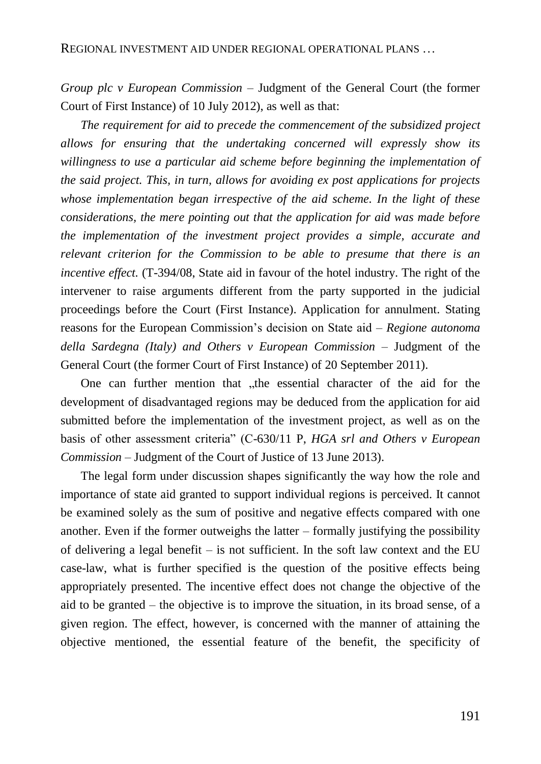*Group plc v European Commission* – Judgment of the General Court (the former Court of First Instance) of 10 July 2012), as well as that:

*The requirement for aid to precede the commencement of the subsidized project allows for ensuring that the undertaking concerned will expressly show its willingness to use a particular aid scheme before beginning the implementation of the said project. This, in turn, allows for avoiding ex post applications for projects whose implementation began irrespective of the aid scheme. In the light of these considerations, the mere pointing out that the application for aid was made before the implementation of the investment project provides a simple, accurate and relevant criterion for the Commission to be able to presume that there is an incentive effect.* (T-394/08, State aid in favour of the hotel industry. The right of the intervener to raise arguments different from the party supported in the judicial proceedings before the Court (First Instance). Application for annulment. Stating reasons for the European Commission's decision on State aid – *Regione autonoma della Sardegna (Italy) and Others v European Commission* – Judgment of the General Court (the former Court of First Instance) of 20 September 2011).

One can further mention that „the essential character of the aid for the development of disadvantaged regions may be deduced from the application for aid submitted before the implementation of the investment project, as well as on the basis of other assessment criteria" (C-630/11 P, *HGA srl and Others v European Commission* – Judgment of the Court of Justice of 13 June 2013).

The legal form under discussion shapes significantly the way how the role and importance of state aid granted to support individual regions is perceived. It cannot be examined solely as the sum of positive and negative effects compared with one another. Even if the former outweighs the latter – formally justifying the possibility of delivering a legal benefit – is not sufficient. In the soft law context and the EU case-law, what is further specified is the question of the positive effects being appropriately presented. The incentive effect does not change the objective of the aid to be granted – the objective is to improve the situation, in its broad sense, of a given region. The effect, however, is concerned with the manner of attaining the objective mentioned, the essential feature of the benefit, the specificity of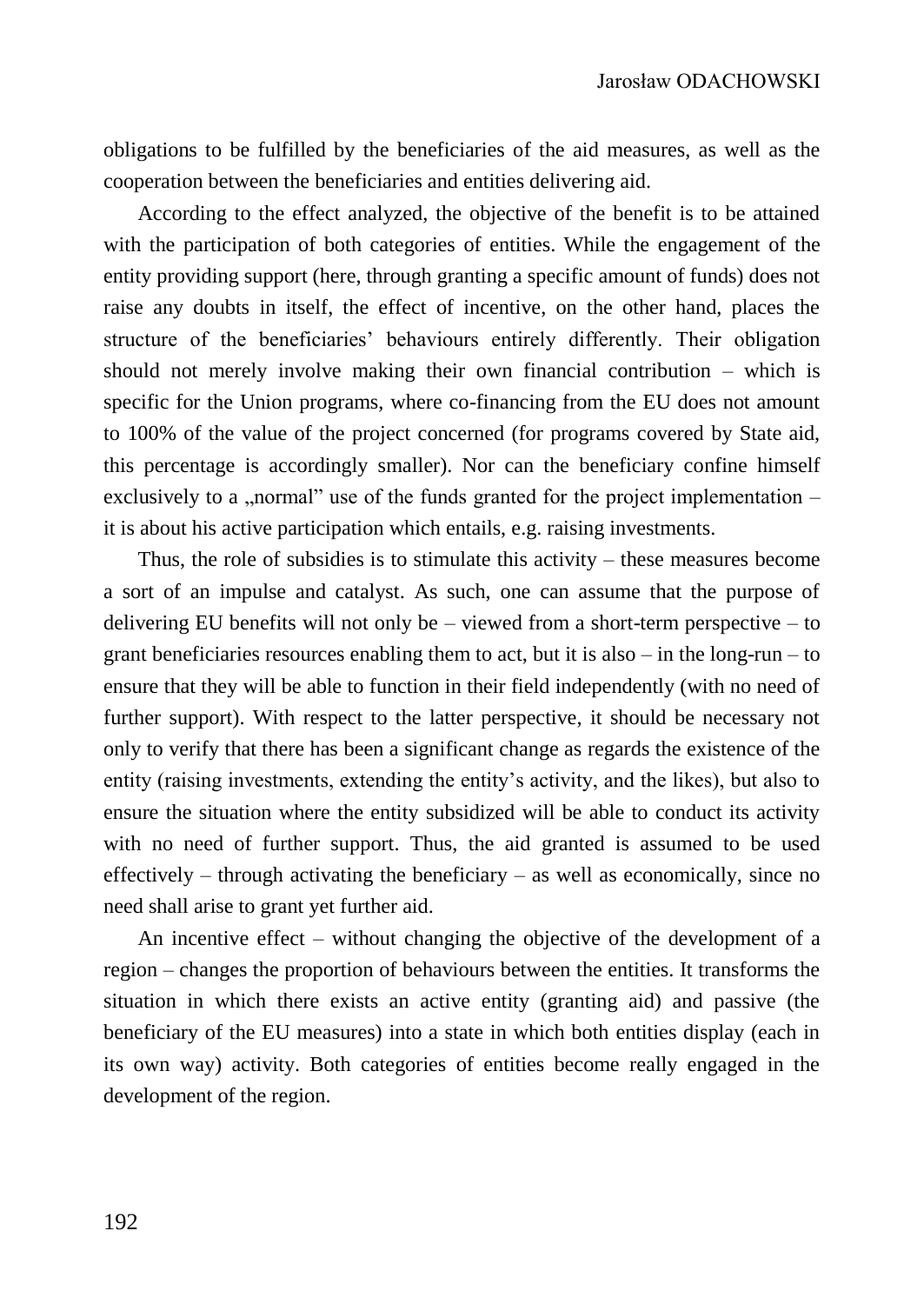obligations to be fulfilled by the beneficiaries of the aid measures, as well as the cooperation between the beneficiaries and entities delivering aid.

According to the effect analyzed, the objective of the benefit is to be attained with the participation of both categories of entities. While the engagement of the entity providing support (here, through granting a specific amount of funds) does not raise any doubts in itself, the effect of incentive, on the other hand, places the structure of the beneficiaries' behaviours entirely differently. Their obligation should not merely involve making their own financial contribution – which is specific for the Union programs, where co-financing from the EU does not amount to 100% of the value of the project concerned (for programs covered by State aid, this percentage is accordingly smaller). Nor can the beneficiary confine himself exclusively to a „normal" use of the funds granted for the project implementation – it is about his active participation which entails, e.g. raising investments.

Thus, the role of subsidies is to stimulate this activity – these measures become a sort of an impulse and catalyst. As such, one can assume that the purpose of delivering EU benefits will not only be – viewed from a short-term perspective – to grant beneficiaries resources enabling them to act, but it is also – in the long-run – to ensure that they will be able to function in their field independently (with no need of further support). With respect to the latter perspective, it should be necessary not only to verify that there has been a significant change as regards the existence of the entity (raising investments, extending the entity's activity, and the likes), but also to ensure the situation where the entity subsidized will be able to conduct its activity with no need of further support. Thus, the aid granted is assumed to be used effectively – through activating the beneficiary – as well as economically, since no need shall arise to grant yet further aid.

An incentive effect – without changing the objective of the development of a region – changes the proportion of behaviours between the entities. It transforms the situation in which there exists an active entity (granting aid) and passive (the beneficiary of the EU measures) into a state in which both entities display (each in its own way) activity. Both categories of entities become really engaged in the development of the region.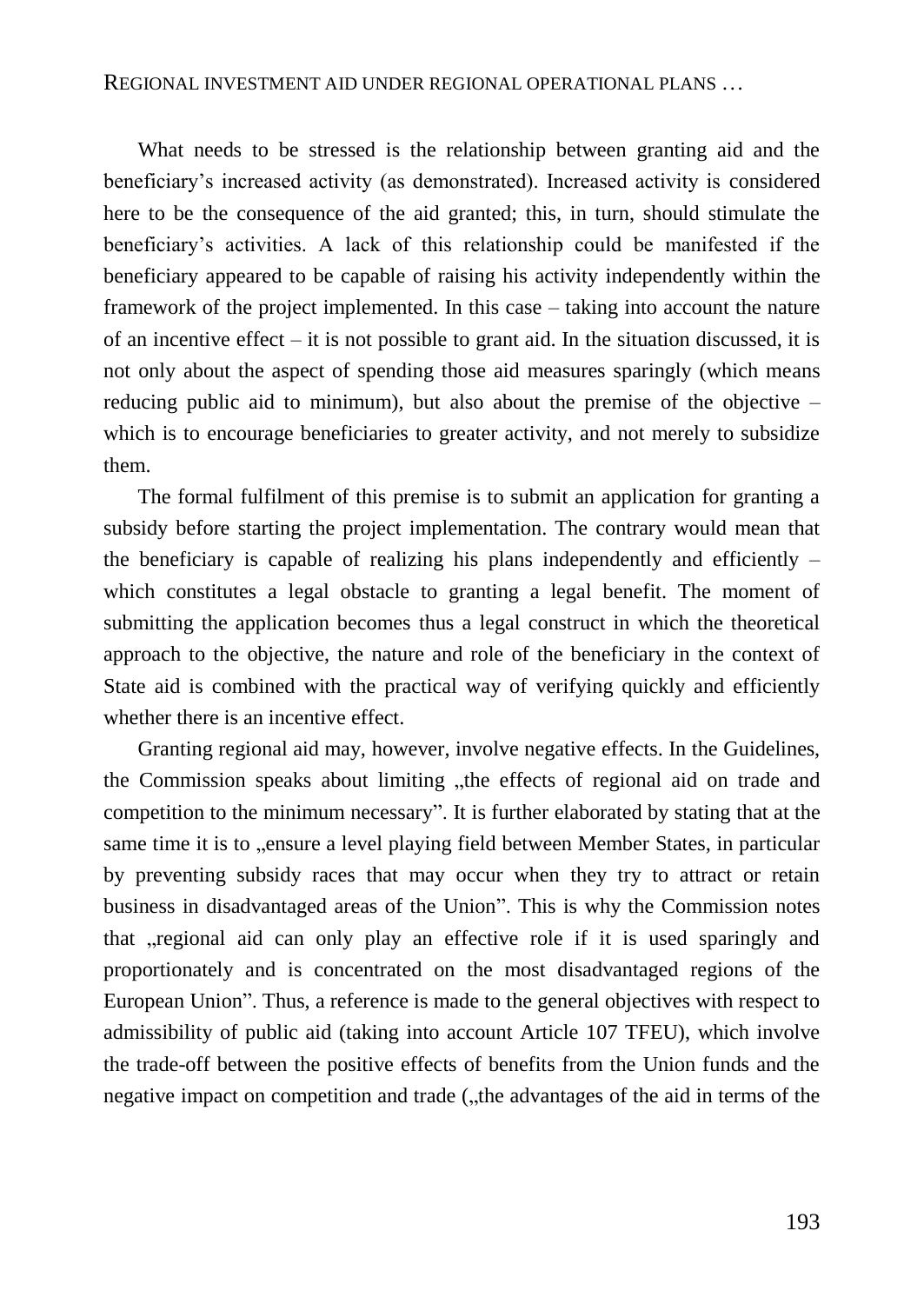What needs to be stressed is the relationship between granting aid and the beneficiary's increased activity (as demonstrated). Increased activity is considered here to be the consequence of the aid granted; this, in turn, should stimulate the beneficiary's activities. A lack of this relationship could be manifested if the beneficiary appeared to be capable of raising his activity independently within the framework of the project implemented. In this case – taking into account the nature of an incentive effect – it is not possible to grant aid. In the situation discussed, it is not only about the aspect of spending those aid measures sparingly (which means reducing public aid to minimum), but also about the premise of the objective – which is to encourage beneficiaries to greater activity, and not merely to subsidize them.

The formal fulfilment of this premise is to submit an application for granting a subsidy before starting the project implementation. The contrary would mean that the beneficiary is capable of realizing his plans independently and efficiently – which constitutes a legal obstacle to granting a legal benefit. The moment of submitting the application becomes thus a legal construct in which the theoretical approach to the objective, the nature and role of the beneficiary in the context of State aid is combined with the practical way of verifying quickly and efficiently whether there is an incentive effect.

Granting regional aid may, however, involve negative effects. In the Guidelines, the Commission speaks about limiting „the effects of regional aid on trade and competition to the minimum necessary". It is further elaborated by stating that at the same time it is to „ensure a level playing field between Member States, in particular by preventing subsidy races that may occur when they try to attract or retain business in disadvantaged areas of the Union". This is why the Commission notes that „regional aid can only play an effective role if it is used sparingly and proportionately and is concentrated on the most disadvantaged regions of the European Union". Thus, a reference is made to the general objectives with respect to admissibility of public aid (taking into account Article 107 TFEU), which involve the trade-off between the positive effects of benefits from the Union funds and the negative impact on competition and trade („the advantages of the aid in terms of the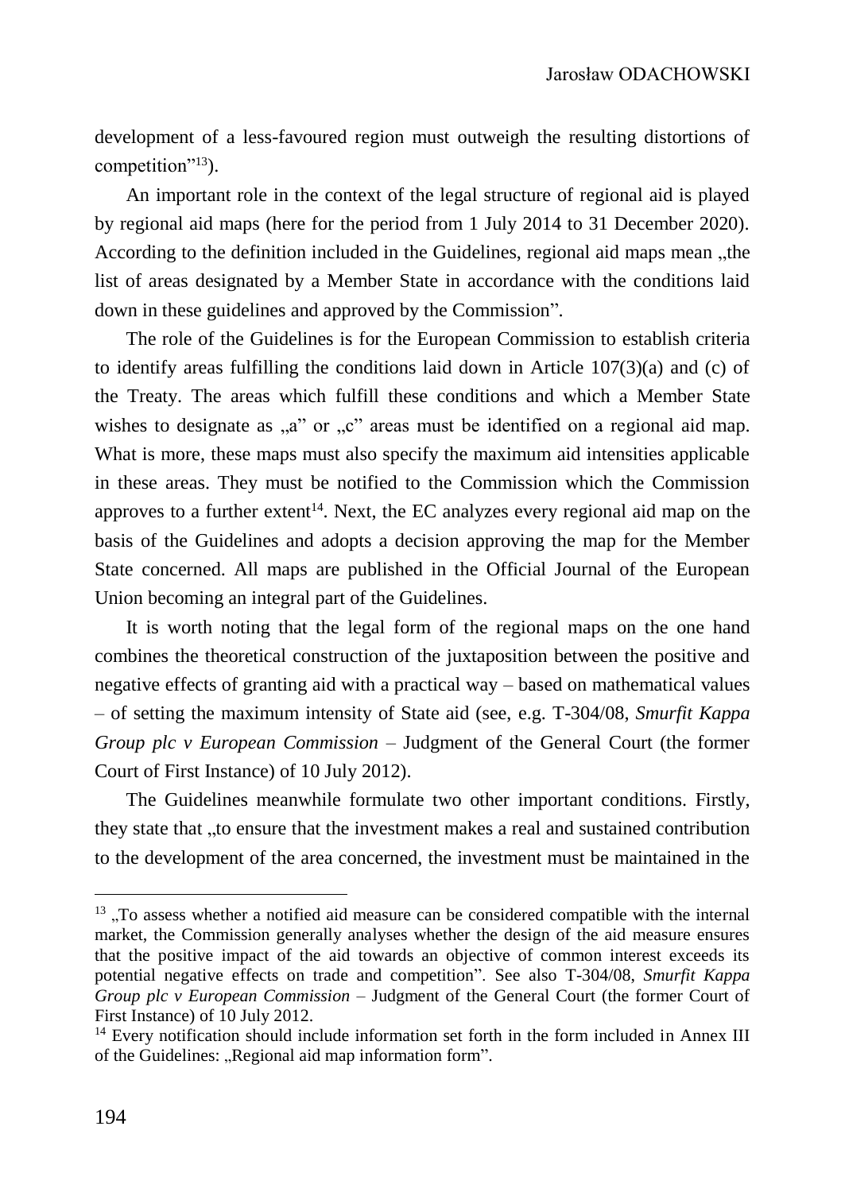development of a less-favoured region must outweigh the resulting distortions of competition"[13]).

An important role in the context of the legal structure of regional aid is played by regional aid maps (here for the period from 1 July 2014 to 31 December 2020). According to the definition included in the Guidelines, regional aid maps mean „the list of areas designated by a Member State in accordance with the conditions laid down in these guidelines and approved by the Commission".

The role of the Guidelines is for the European Commission to establish criteria to identify areas fulfilling the conditions laid down in Article 107(3)(a) and (c) of the Treaty. The areas which fulfill these conditions and which a Member State wishes to designate as „a" or „c" areas must be identified on a regional aid map. What is more, these maps must also specify the maximum aid intensities applicable in these areas. They must be notified to the Commission which the Commission approves to a further extent[14]. Next, the EC analyzes every regional aid map on the basis of the Guidelines and adopts a decision approving the map for the Member State concerned. All maps are published in the Official Journal of the European Union becoming an integral part of the Guidelines.

It is worth noting that the legal form of the regional maps on the one hand combines the theoretical construction of the juxtaposition between the positive and negative effects of granting aid with a practical way – based on mathematical values – of setting the maximum intensity of State aid (see, e.g. T-304/08, *Smurfit Kappa Group plc v European Commission* – Judgment of the General Court (the former Court of First Instance) of 10 July 2012).

The Guidelines meanwhile formulate two other important conditions. Firstly, they state that „to ensure that the investment makes a real and sustained contribution to the development of the area concerned, the investment must be maintained in the

---

[13] „To assess whether a notified aid measure can be considered compatible with the internal market, the Commission generally analyses whether the design of the aid measure ensures that the positive impact of the aid towards an objective of common interest exceeds its potential negative effects on trade and competition". See also T-304/08, *Smurfit Kappa Group plc v European Commission* – Judgment of the General Court (the former Court of First Instance) of 10 July 2012.

[14] Every notification should include information set forth in the form included in Annex III of the Guidelines: „Regional aid map information form".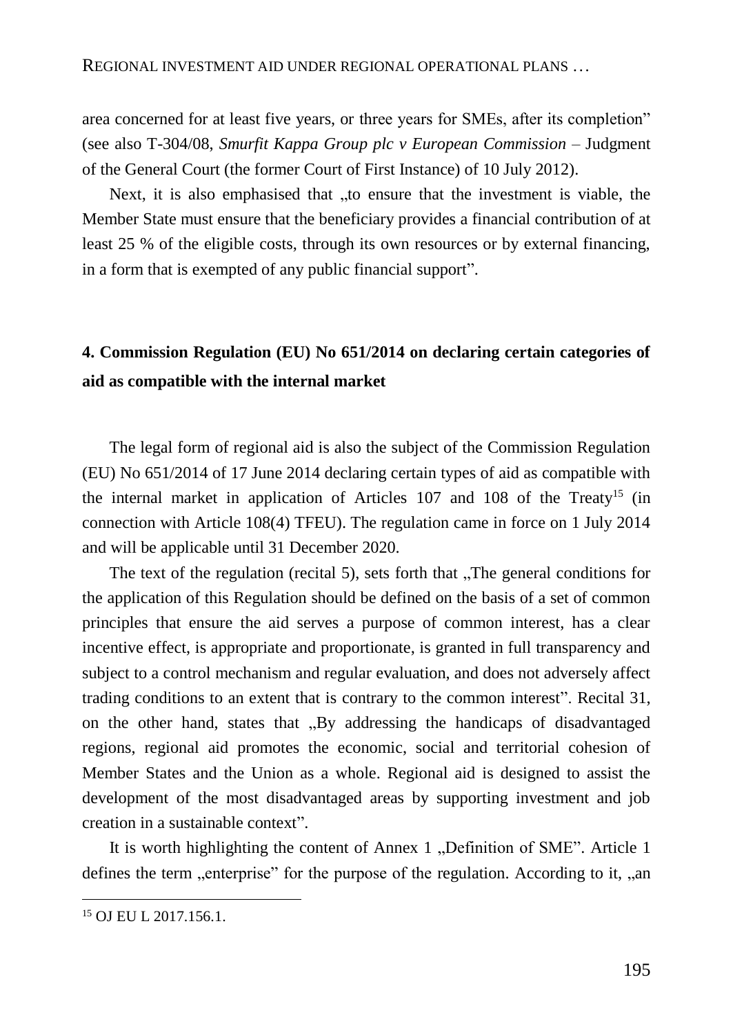area concerned for at least five years, or three years for SMEs, after its completion" (see also T-304/08, *Smurfit Kappa Group plc v European Commission* – Judgment of the General Court (the former Court of First Instance) of 10 July 2012).

Next, it is also emphasised that „to ensure that the investment is viable, the Member State must ensure that the beneficiary provides a financial contribution of at least 25 % of the eligible costs, through its own resources or by external financing, in a form that is exempted of any public financial support".

## 4. Commission Regulation (EU) No 651/2014 on declaring certain categories of aid as compatible with the internal market

The legal form of regional aid is also the subject of the Commission Regulation (EU) No 651/2014 of 17 June 2014 declaring certain types of aid as compatible with the internal market in application of Articles 107 and 108 of the Treaty[15] (in connection with Article 108(4) TFEU). The regulation came in force on 1 July 2014 and will be applicable until 31 December 2020.

The text of the regulation (recital 5), sets forth that „The general conditions for the application of this Regulation should be defined on the basis of a set of common principles that ensure the aid serves a purpose of common interest, has a clear incentive effect, is appropriate and proportionate, is granted in full transparency and subject to a control mechanism and regular evaluation, and does not adversely affect trading conditions to an extent that is contrary to the common interest". Recital 31, on the other hand, states that „By addressing the handicaps of disadvantaged regions, regional aid promotes the economic, social and territorial cohesion of Member States and the Union as a whole. Regional aid is designed to assist the development of the most disadvantaged areas by supporting investment and job creation in a sustainable context".

It is worth highlighting the content of Annex 1 „Definition of SME". Article 1 defines the term „enterprise" for the purpose of the regulation. According to it, „an

---

[15] OJ EU L 2017.156.1.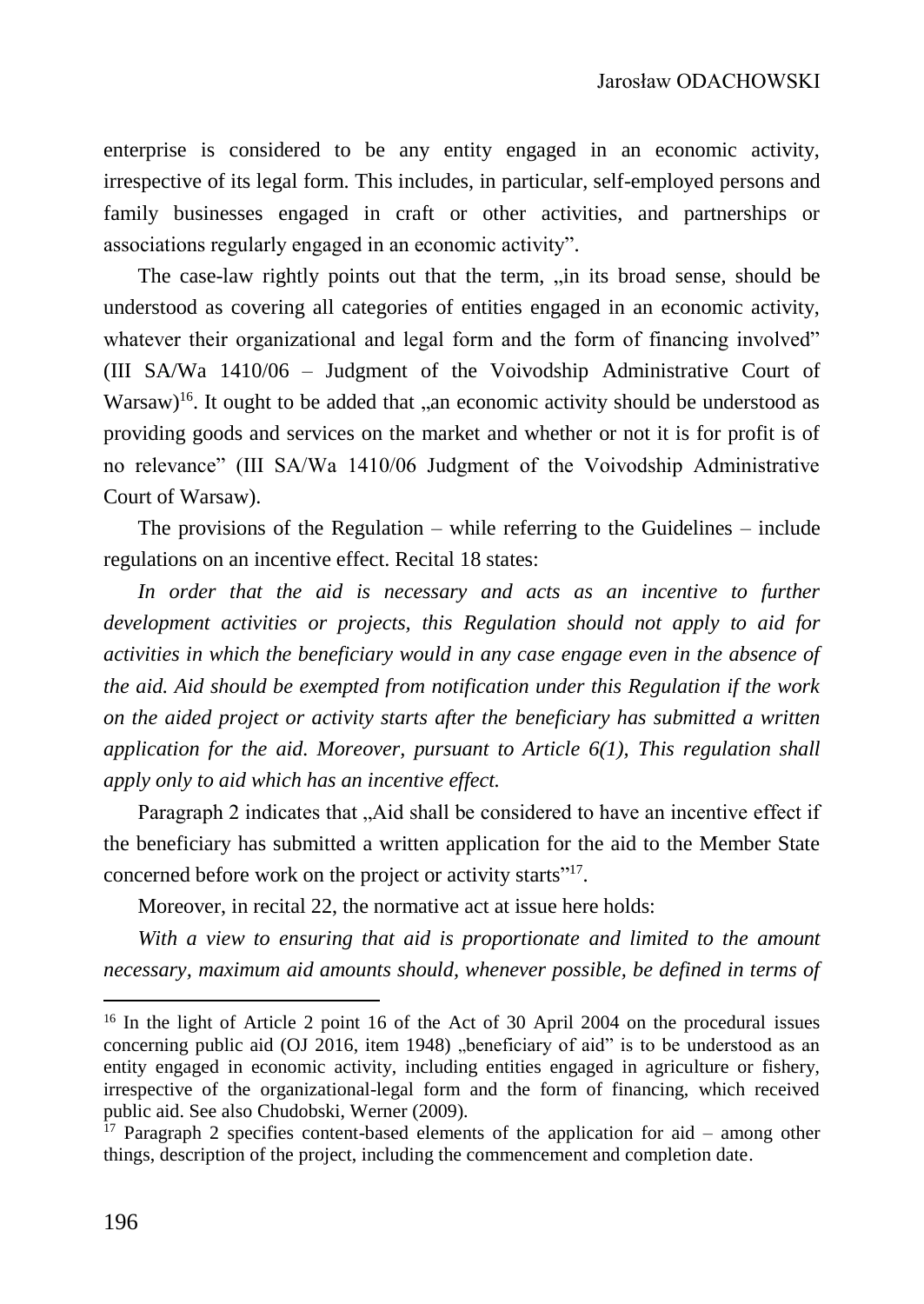enterprise is considered to be any entity engaged in an economic activity, irrespective of its legal form. This includes, in particular, self-employed persons and family businesses engaged in craft or other activities, and partnerships or associations regularly engaged in an economic activity".

The case-law rightly points out that the term, „in its broad sense, should be understood as covering all categories of entities engaged in an economic activity, whatever their organizational and legal form and the form of financing involved" (III SA/Wa 1410/06 – Judgment of the Voivodship Administrative Court of Warsaw)[16]. It ought to be added that „an economic activity should be understood as providing goods and services on the market and whether or not it is for profit is of no relevance" (III SA/Wa 1410/06 Judgment of the Voivodship Administrative Court of Warsaw).

The provisions of the Regulation – while referring to the Guidelines – include regulations on an incentive effect. Recital 18 states:

*In order that the aid is necessary and acts as an incentive to further development activities or projects, this Regulation should not apply to aid for activities in which the beneficiary would in any case engage even in the absence of the aid. Aid should be exempted from notification under this Regulation if the work on the aided project or activity starts after the beneficiary has submitted a written application for the aid. Moreover, pursuant to Article 6(1), This regulation shall apply only to aid which has an incentive effect.*

Paragraph 2 indicates that „Aid shall be considered to have an incentive effect if the beneficiary has submitted a written application for the aid to the Member State concerned before work on the project or activity starts"[17].

Moreover, in recital 22, the normative act at issue here holds:

*With a view to ensuring that aid is proportionate and limited to the amount necessary, maximum aid amounts should, whenever possible, be defined in terms of*

---

[16] In the light of Article 2 point 16 of the Act of 30 April 2004 on the procedural issues concerning public aid (OJ 2016, item 1948) „beneficiary of aid" is to be understood as an entity engaged in economic activity, including entities engaged in agriculture or fishery, irrespective of the organizational-legal form and the form of financing, which received public aid. See also Chudobski, Werner (2009).

[17] Paragraph 2 specifies content-based elements of the application for aid – among other things, description of the project, including the commencement and completion date.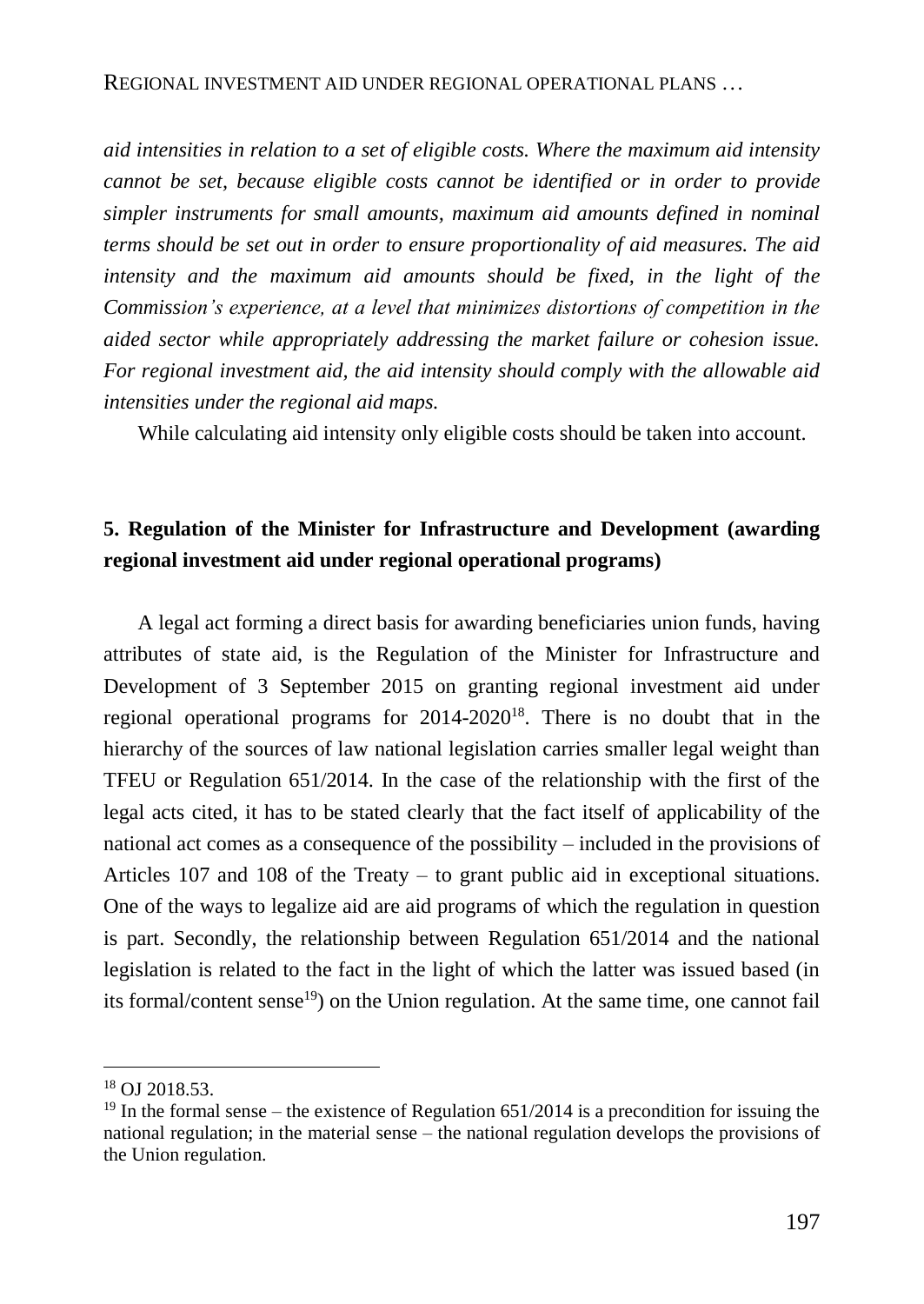*aid intensities in relation to a set of eligible costs. Where the maximum aid intensity cannot be set, because eligible costs cannot be identified or in order to provide simpler instruments for small amounts, maximum aid amounts defined in nominal terms should be set out in order to ensure proportionality of aid measures. The aid intensity and the maximum aid amounts should be fixed, in the light of the Commission's experience, at a level that minimizes distortions of competition in the aided sector while appropriately addressing the market failure or cohesion issue. For regional investment aid, the aid intensity should comply with the allowable aid intensities under the regional aid maps.*

While calculating aid intensity only eligible costs should be taken into account.

## 5. Regulation of the Minister for Infrastructure and Development (awarding regional investment aid under regional operational programs)

A legal act forming a direct basis for awarding beneficiaries union funds, having attributes of state aid, is the Regulation of the Minister for Infrastructure and Development of 3 September 2015 on granting regional investment aid under regional operational programs for 2014-2020[18]. There is no doubt that in the hierarchy of the sources of law national legislation carries smaller legal weight than TFEU or Regulation 651/2014. In the case of the relationship with the first of the legal acts cited, it has to be stated clearly that the fact itself of applicability of the national act comes as a consequence of the possibility – included in the provisions of Articles 107 and 108 of the Treaty – to grant public aid in exceptional situations. One of the ways to legalize aid are aid programs of which the regulation in question is part. Secondly, the relationship between Regulation 651/2014 and the national legislation is related to the fact in the light of which the latter was issued based (in its formal/content sense[19]) on the Union regulation. At the same time, one cannot fail

---

[18] OJ 2018.53.

[19] In the formal sense – the existence of Regulation 651/2014 is a precondition for issuing the national regulation; in the material sense – the national regulation develops the provisions of the Union regulation.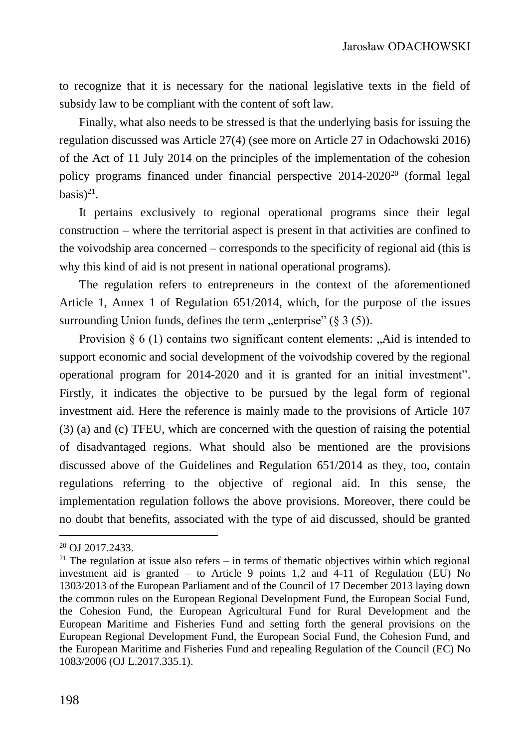to recognize that it is necessary for the national legislative texts in the field of subsidy law to be compliant with the content of soft law.

Finally, what also needs to be stressed is that the underlying basis for issuing the regulation discussed was Article 27(4) (see more on Article 27 in Odachowski 2016) of the Act of 11 July 2014 on the principles of the implementation of the cohesion policy programs financed under financial perspective 2014-2020[20] (formal legal basis)[21].

It pertains exclusively to regional operational programs since their legal construction – where the territorial aspect is present in that activities are confined to the voivodship area concerned – corresponds to the specificity of regional aid (this is why this kind of aid is not present in national operational programs).

The regulation refers to entrepreneurs in the context of the aforementioned Article 1, Annex 1 of Regulation 651/2014, which, for the purpose of the issues surrounding Union funds, defines the term „enterprise" (§ 3 (5)).

Provision § 6 (1) contains two significant content elements: „Aid is intended to support economic and social development of the voivodship covered by the regional operational program for 2014-2020 and it is granted for an initial investment". Firstly, it indicates the objective to be pursued by the legal form of regional investment aid. Here the reference is mainly made to the provisions of Article 107 (3) (a) and (c) TFEU, which are concerned with the question of raising the potential of disadvantaged regions. What should also be mentioned are the provisions discussed above of the Guidelines and Regulation 651/2014 as they, too, contain regulations referring to the objective of regional aid. In this sense, the implementation regulation follows the above provisions. Moreover, there could be no doubt that benefits, associated with the type of aid discussed, should be granted

---

[20] OJ 2017.2433.

[21] The regulation at issue also refers – in terms of thematic objectives within which regional investment aid is granted – to Article 9 points 1,2 and 4-11 of Regulation (EU) No 1303/2013 of the European Parliament and of the Council of 17 December 2013 laying down the common rules on the European Regional Development Fund, the European Social Fund, the Cohesion Fund, the European Agricultural Fund for Rural Development and the European Maritime and Fisheries Fund and setting forth the general provisions on the European Regional Development Fund, the European Social Fund, the Cohesion Fund, and the European Maritime and Fisheries Fund and repealing Regulation of the Council (EC) No 1083/2006 (OJ L.2017.335.1).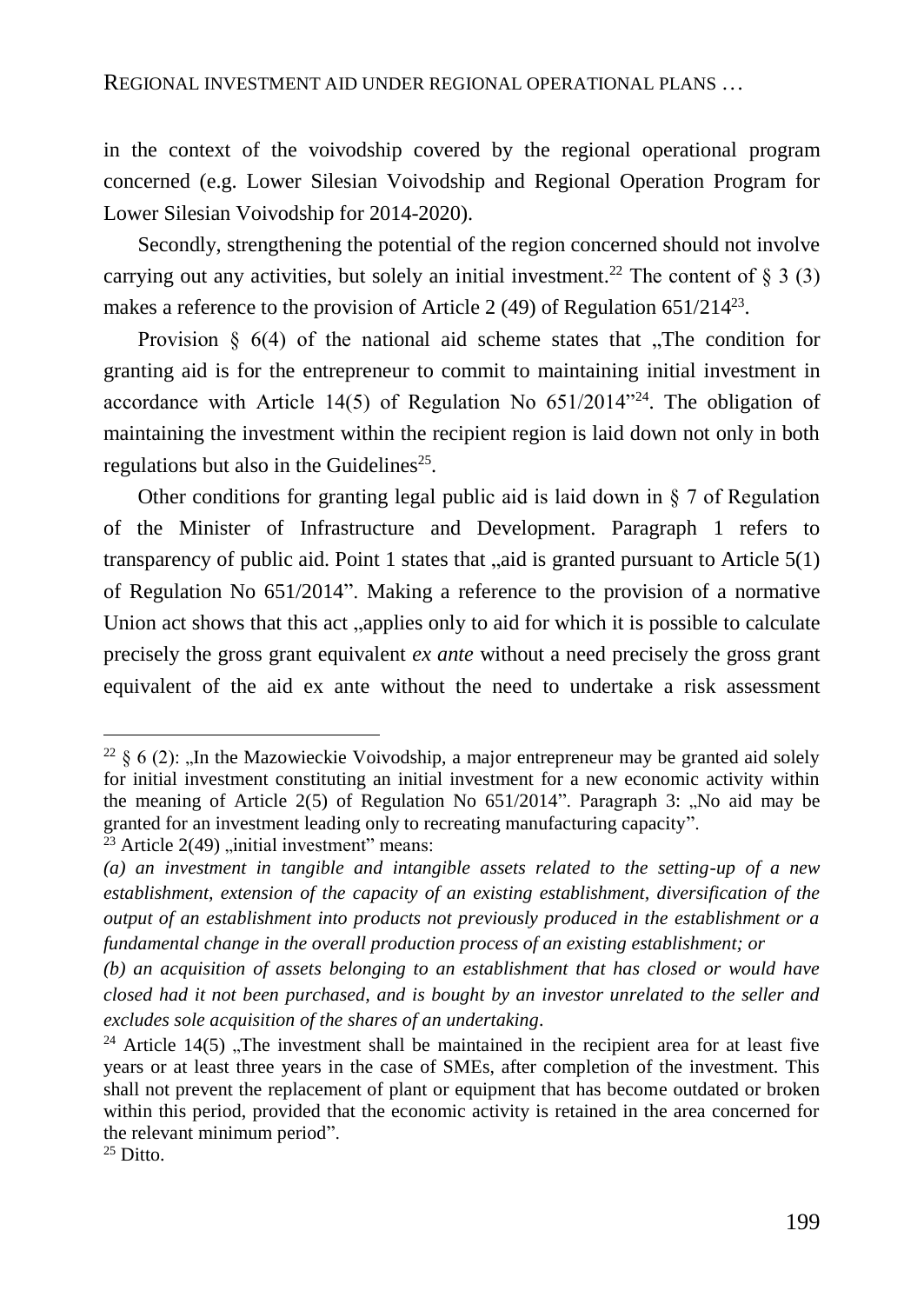in the context of the voivodship covered by the regional operational program concerned (e.g. Lower Silesian Voivodship and Regional Operation Program for Lower Silesian Voivodship for 2014-2020).

Secondly, strengthening the potential of the region concerned should not involve carrying out any activities, but solely an initial investment.[22] The content of § 3 (3) makes a reference to the provision of Article 2 (49) of Regulation 651/214[23].

Provision § 6(4) of the national aid scheme states that „The condition for granting aid is for the entrepreneur to commit to maintaining initial investment in accordance with Article 14(5) of Regulation No 651/2014"[24]. The obligation of maintaining the investment within the recipient region is laid down not only in both regulations but also in the Guidelines[25].

Other conditions for granting legal public aid is laid down in § 7 of Regulation of the Minister of Infrastructure and Development. Paragraph 1 refers to transparency of public aid. Point 1 states that „aid is granted pursuant to Article 5(1) of Regulation No 651/2014". Making a reference to the provision of a normative Union act shows that this act „applies only to aid for which it is possible to calculate precisely the gross grant equivalent *ex ante* without a need precisely the gross grant equivalent of the aid ex ante without the need to undertake a risk assessment

---

[22] § 6 (2): „In the Mazowieckie Voivodship, a major entrepreneur may be granted aid solely for initial investment constituting an initial investment for a new economic activity within the meaning of Article 2(5) of Regulation No 651/2014". Paragraph 3: „No aid may be granted for an investment leading only to recreating manufacturing capacity".

[23] Article 2(49) „initial investment" means:

*(a) an investment in tangible and intangible assets related to the setting-up of a new establishment, extension of the capacity of an existing establishment, diversification of the output of an establishment into products not previously produced in the establishment or a fundamental change in the overall production process of an existing establishment; or*

*(b) an acquisition of assets belonging to an establishment that has closed or would have closed had it not been purchased, and is bought by an investor unrelated to the seller and excludes sole acquisition of the shares of an undertaking.*

[24] Article 14(5) „The investment shall be maintained in the recipient area for at least five years or at least three years in the case of SMEs, after completion of the investment. This shall not prevent the replacement of plant or equipment that has become outdated or broken within this period, provided that the economic activity is retained in the area concerned for the relevant minimum period".

[25] Ditto.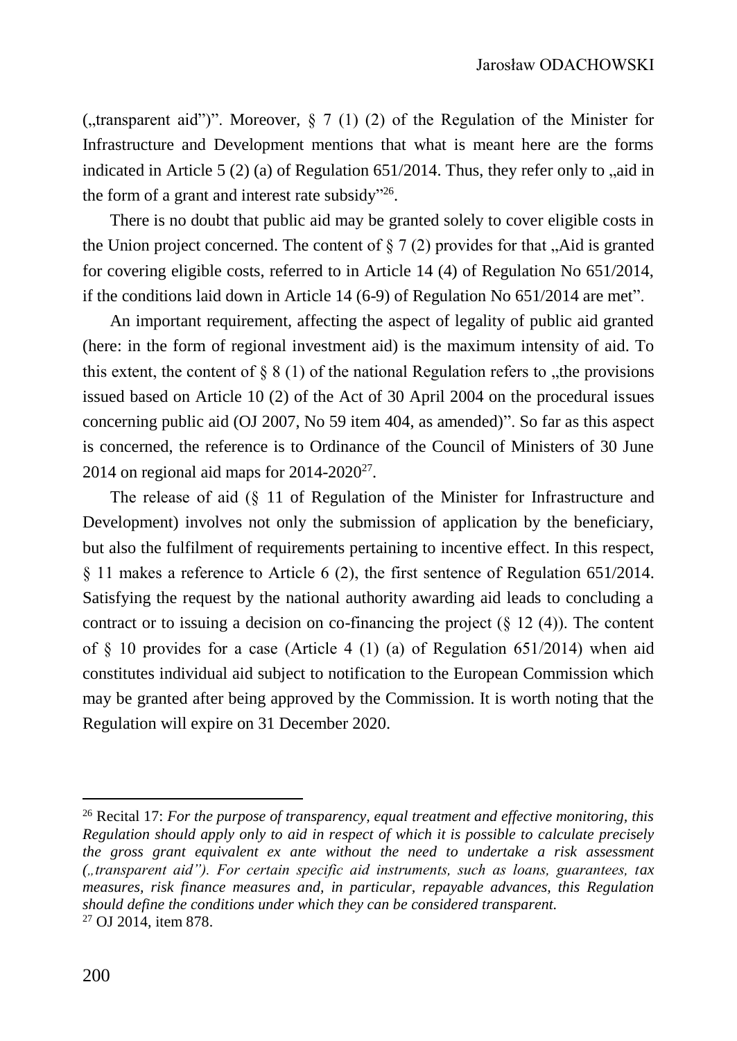(„transparent aid")". Moreover, § 7 (1) (2) of the Regulation of the Minister for Infrastructure and Development mentions that what is meant here are the forms indicated in Article 5 (2) (a) of Regulation 651/2014. Thus, they refer only to „aid in the form of a grant and interest rate subsidy"[26].

There is no doubt that public aid may be granted solely to cover eligible costs in the Union project concerned. The content of § 7 (2) provides for that „Aid is granted for covering eligible costs, referred to in Article 14 (4) of Regulation No 651/2014, if the conditions laid down in Article 14 (6-9) of Regulation No 651/2014 are met".

An important requirement, affecting the aspect of legality of public aid granted (here: in the form of regional investment aid) is the maximum intensity of aid. To this extent, the content of § 8 (1) of the national Regulation refers to „the provisions issued based on Article 10 (2) of the Act of 30 April 2004 on the procedural issues concerning public aid (OJ 2007, No 59 item 404, as amended)". So far as this aspect is concerned, the reference is to Ordinance of the Council of Ministers of 30 June 2014 on regional aid maps for 2014-2020[27].

The release of aid (§ 11 of Regulation of the Minister for Infrastructure and Development) involves not only the submission of application by the beneficiary, but also the fulfilment of requirements pertaining to incentive effect. In this respect, § 11 makes a reference to Article 6 (2), the first sentence of Regulation 651/2014. Satisfying the request by the national authority awarding aid leads to concluding a contract or to issuing a decision on co-financing the project (§ 12 (4)). The content of § 10 provides for a case (Article 4 (1) (a) of Regulation 651/2014) when aid constitutes individual aid subject to notification to the European Commission which may be granted after being approved by the Commission. It is worth noting that the Regulation will expire on 31 December 2020.

---

[26] Recital 17: *For the purpose of transparency, equal treatment and effective monitoring, this Regulation should apply only to aid in respect of which it is possible to calculate precisely the gross grant equivalent ex ante without the need to undertake a risk assessment („transparent aid"). For certain specific aid instruments, such as loans, guarantees, tax measures, risk finance measures and, in particular, repayable advances, this Regulation should define the conditions under which they can be considered transparent.*

[27] OJ 2014, item 878.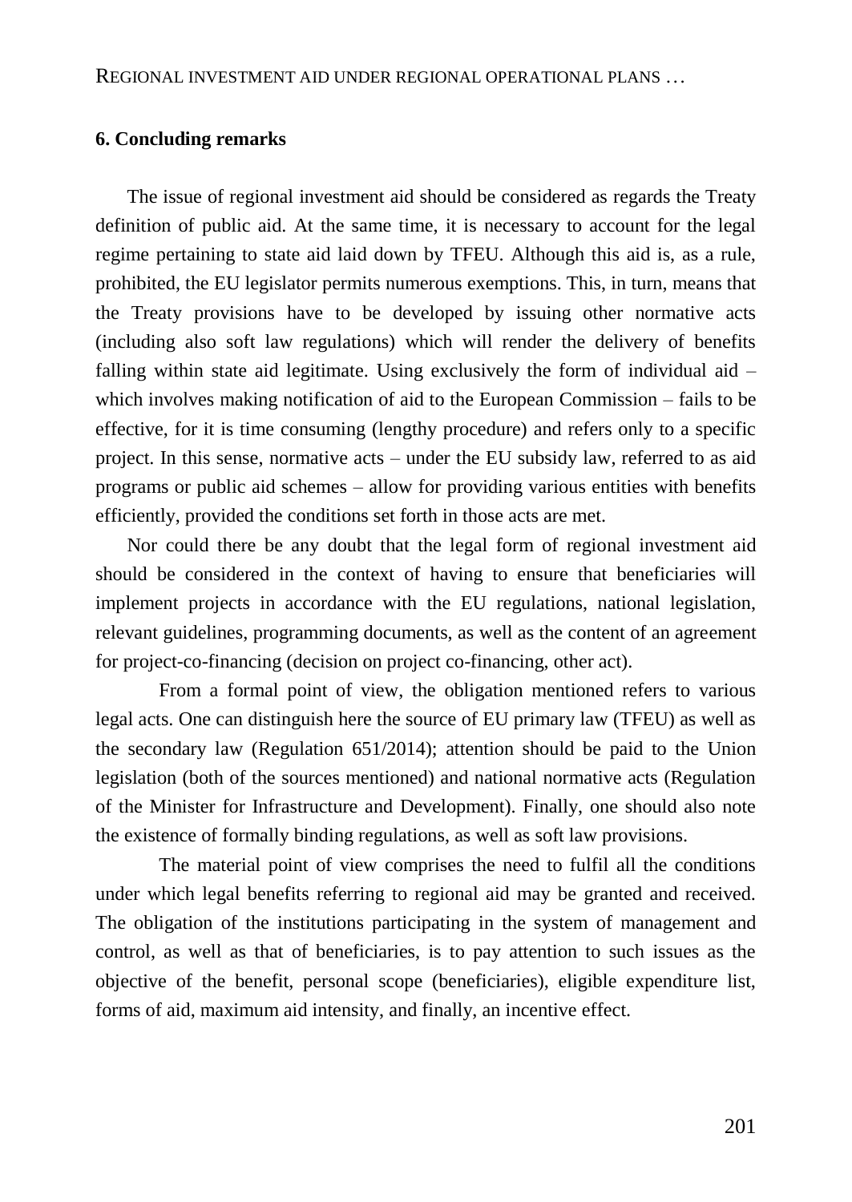## 6. Concluding remarks

The issue of regional investment aid should be considered as regards the Treaty definition of public aid. At the same time, it is necessary to account for the legal regime pertaining to state aid laid down by TFEU. Although this aid is, as a rule, prohibited, the EU legislator permits numerous exemptions. This, in turn, means that the Treaty provisions have to be developed by issuing other normative acts (including also soft law regulations) which will render the delivery of benefits falling within state aid legitimate. Using exclusively the form of individual aid – which involves making notification of aid to the European Commission – fails to be effective, for it is time consuming (lengthy procedure) and refers only to a specific project. In this sense, normative acts – under the EU subsidy law, referred to as aid programs or public aid schemes – allow for providing various entities with benefits efficiently, provided the conditions set forth in those acts are met.

Nor could there be any doubt that the legal form of regional investment aid should be considered in the context of having to ensure that beneficiaries will implement projects in accordance with the EU regulations, national legislation, relevant guidelines, programming documents, as well as the content of an agreement for project-co-financing (decision on project co-financing, other act).

From a formal point of view, the obligation mentioned refers to various legal acts. One can distinguish here the source of EU primary law (TFEU) as well as the secondary law (Regulation 651/2014); attention should be paid to the Union legislation (both of the sources mentioned) and national normative acts (Regulation of the Minister for Infrastructure and Development). Finally, one should also note the existence of formally binding regulations, as well as soft law provisions.

The material point of view comprises the need to fulfil all the conditions under which legal benefits referring to regional aid may be granted and received. The obligation of the institutions participating in the system of management and control, as well as that of beneficiaries, is to pay attention to such issues as the objective of the benefit, personal scope (beneficiaries), eligible expenditure list, forms of aid, maximum aid intensity, and finally, an incentive effect.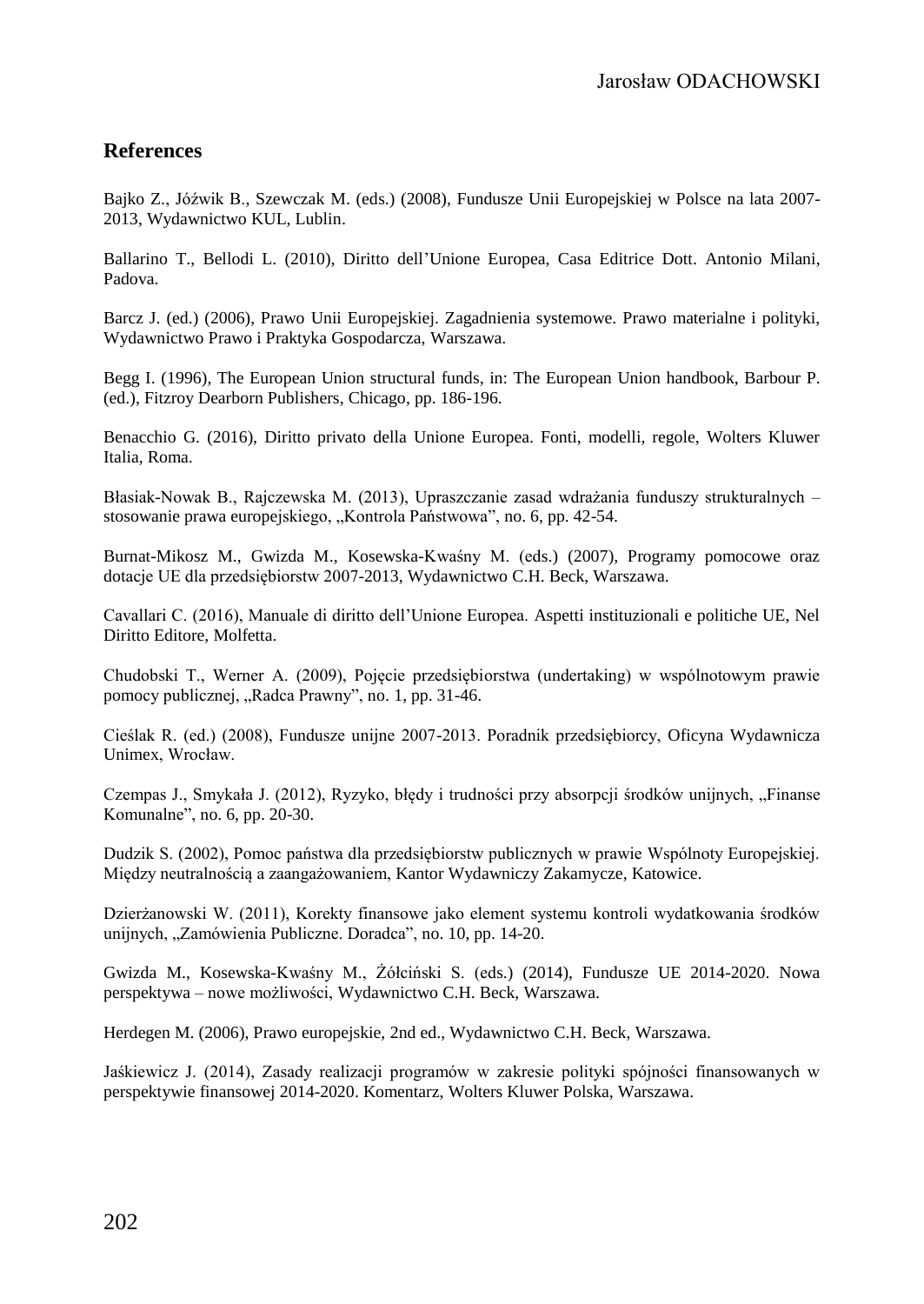## References

Bajko Z., Jóźwik B., Szewczak M. (eds.) (2008), Fundusze Unii Europejskiej w Polsce na lata 2007-2013, Wydawnictwo KUL, Lublin.

Ballarino T., Bellodi L. (2010), Diritto dell'Unione Europea, Casa Editrice Dott. Antonio Milani, Padova.

Barcz J. (ed.) (2006), Prawo Unii Europejskiej. Zagadnienia systemowe. Prawo materialne i polityki, Wydawnictwo Prawo i Praktyka Gospodarcza, Warszawa.

Begg I. (1996), The European Union structural funds, in: The European Union handbook, Barbour P. (ed.), Fitzroy Dearborn Publishers, Chicago, pp. 186-196.

Benacchio G. (2016), Diritto privato della Unione Europea. Fonti, modelli, regole, Wolters Kluwer Italia, Roma.

Błasiak-Nowak B., Rajczewska M. (2013), Upraszczanie zasad wdrażania funduszy strukturalnych – stosowanie prawa europejskiego, „Kontrola Państwowa", no. 6, pp. 42-54.

Burnat-Mikosz M., Gwizda M., Kosewska-Kwaśny M. (eds.) (2007), Programy pomocowe oraz dotacje UE dla przedsiębiorstw 2007-2013, Wydawnictwo C.H. Beck, Warszawa.

Cavallari C. (2016), Manuale di diritto dell'Unione Europea. Aspetti instituzionali e politiche UE, Nel Diritto Editore, Molfetta.

Chudobski T., Werner A. (2009), Pojęcie przedsiębiorstwa (undertaking) w wspólnotowym prawie pomocy publicznej, „Radca Prawny", no. 1, pp. 31-46.

Cieślak R. (ed.) (2008), Fundusze unijne 2007-2013. Poradnik przedsiębiorcy, Oficyna Wydawnicza Unimex, Wrocław.

Czempas J., Smykała J. (2012), Ryzyko, błędy i trudności przy absorpcji środków unijnych, „Finanse Komunalne", no. 6, pp. 20-30.

Dudzik S. (2002), Pomoc państwa dla przedsiębiorstw publicznych w prawie Wspólnoty Europejskiej. Między neutralnością a zaangażowaniem, Kantor Wydawniczy Zakamycze, Katowice.

Dzierżanowski W. (2011), Korekty finansowe jako element systemu kontroli wydatkowania środków unijnych, „Zamówienia Publiczne. Doradca", no. 10, pp. 14-20.

Gwizda M., Kosewska-Kwaśny M., Żółciński S. (eds.) (2014), Fundusze UE 2014-2020. Nowa perspektywa – nowe możliwości, Wydawnictwo C.H. Beck, Warszawa.

Herdegen M. (2006), Prawo europejskie, 2nd ed., Wydawnictwo C.H. Beck, Warszawa.

Jaśkiewicz J. (2014), Zasady realizacji programów w zakresie polityki spójności finansowanych w perspektywie finansowej 2014-2020. Komentarz, Wolters Kluwer Polska, Warszawa.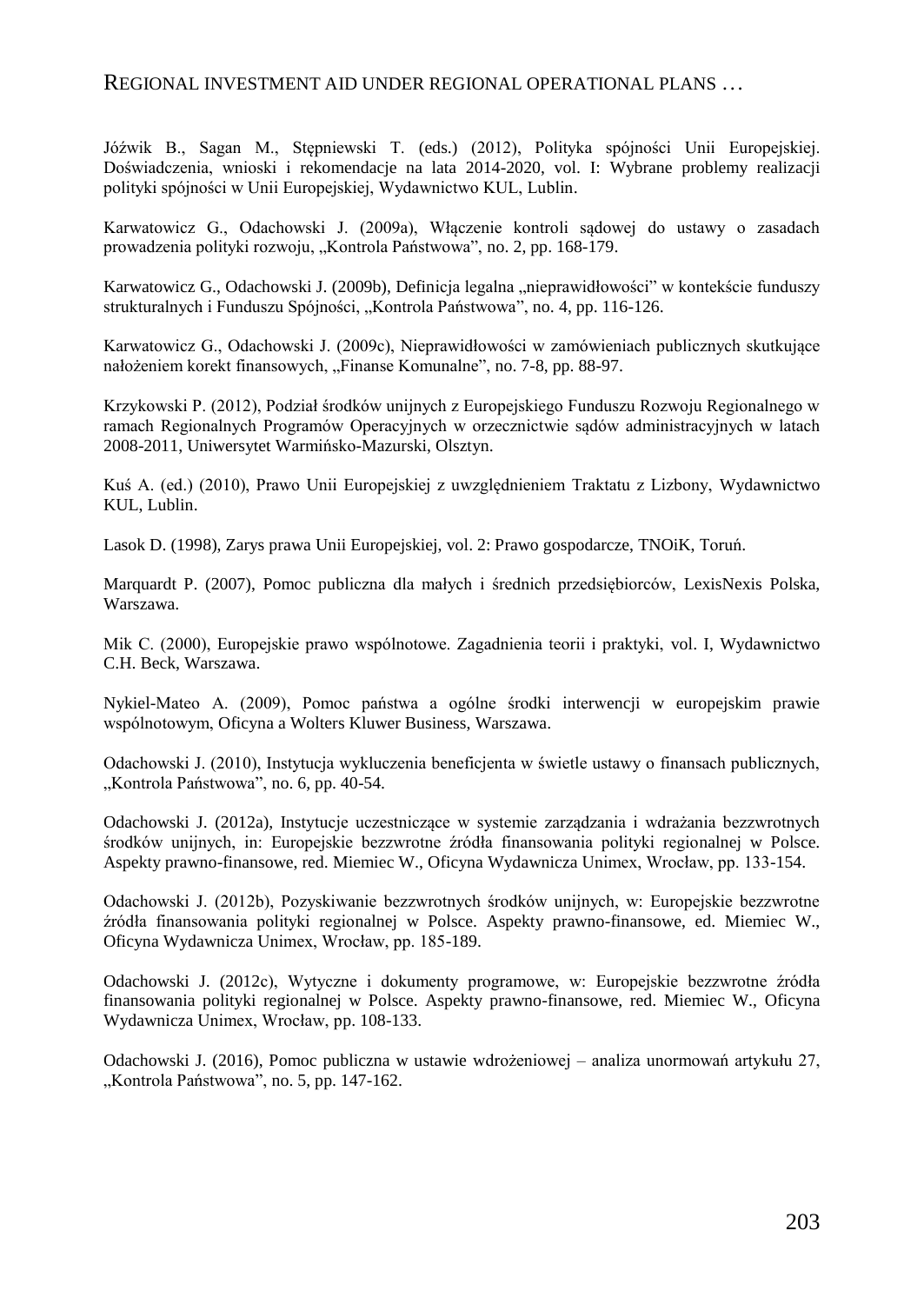Jóźwik B., Sagan M., Stępniewski T. (eds.) (2012), Polityka spójności Unii Europejskiej. Doświadczenia, wnioski i rekomendacje na lata 2014-2020, vol. I: Wybrane problemy realizacji polityki spójności w Unii Europejskiej, Wydawnictwo KUL, Lublin.

Karwatowicz G., Odachowski J. (2009a), Włączenie kontroli sądowej do ustawy o zasadach prowadzenia polityki rozwoju, „Kontrola Państwowa", no. 2, pp. 168-179.

Karwatowicz G., Odachowski J. (2009b), Definicja legalna „nieprawidłowości" w kontekście funduszy strukturalnych i Funduszu Spójności, „Kontrola Państwowa", no. 4, pp. 116-126.

Karwatowicz G., Odachowski J. (2009c), Nieprawidłowości w zamówieniach publicznych skutkujące nałożeniem korekt finansowych, „Finanse Komunalne", no. 7-8, pp. 88-97.

Krzykowski P. (2012), Podział środków unijnych z Europejskiego Funduszu Rozwoju Regionalnego w ramach Regionalnych Programów Operacyjnych w orzecznictwie sądów administracyjnych w latach 2008-2011, Uniwersytet Warmińsko-Mazurski, Olsztyn.

Kuś A. (ed.) (2010), Prawo Unii Europejskiej z uwzględnieniem Traktatu z Lizbony, Wydawnictwo KUL, Lublin.

Lasok D. (1998), Zarys prawa Unii Europejskiej, vol. 2: Prawo gospodarcze, TNOiK, Toruń.

Marquardt P. (2007), Pomoc publiczna dla małych i średnich przedsiębiorców, LexisNexis Polska, Warszawa.

Mik C. (2000), Europejskie prawo wspólnotowe. Zagadnienia teorii i praktyki, vol. I, Wydawnictwo C.H. Beck, Warszawa.

Nykiel-Mateo A. (2009), Pomoc państwa a ogólne środki interwencji w europejskim prawie wspólnotowym, Oficyna a Wolters Kluwer Business, Warszawa.

Odachowski J. (2010), Instytucja wykluczenia beneficjenta w świetle ustawy o finansach publicznych, „Kontrola Państwowa", no. 6, pp. 40-54.

Odachowski J. (2012a), Instytucje uczestniczące w systemie zarządzania i wdrażania bezzwrotnych środków unijnych, in: Europejskie bezzwrotne źródła finansowania polityki regionalnej w Polsce. Aspekty prawno-finansowe, red. Miemiec W., Oficyna Wydawnicza Unimex, Wrocław, pp. 133-154.

Odachowski J. (2012b), Pozyskiwanie bezzwrotnych środków unijnych, w: Europejskie bezzwrotne źródła finansowania polityki regionalnej w Polsce. Aspekty prawno-finansowe, ed. Miemiec W., Oficyna Wydawnicza Unimex, Wrocław, pp. 185-189.

Odachowski J. (2012c), Wytyczne i dokumenty programowe, w: Europejskie bezzwrotne źródła finansowania polityki regionalnej w Polsce. Aspekty prawno-finansowe, red. Miemiec W., Oficyna Wydawnicza Unimex, Wrocław, pp. 108-133.

Odachowski J. (2016), Pomoc publiczna w ustawie wdrożeniowej – analiza unormowań artykułu 27, „Kontrola Państwowa", no. 5, pp. 147-162.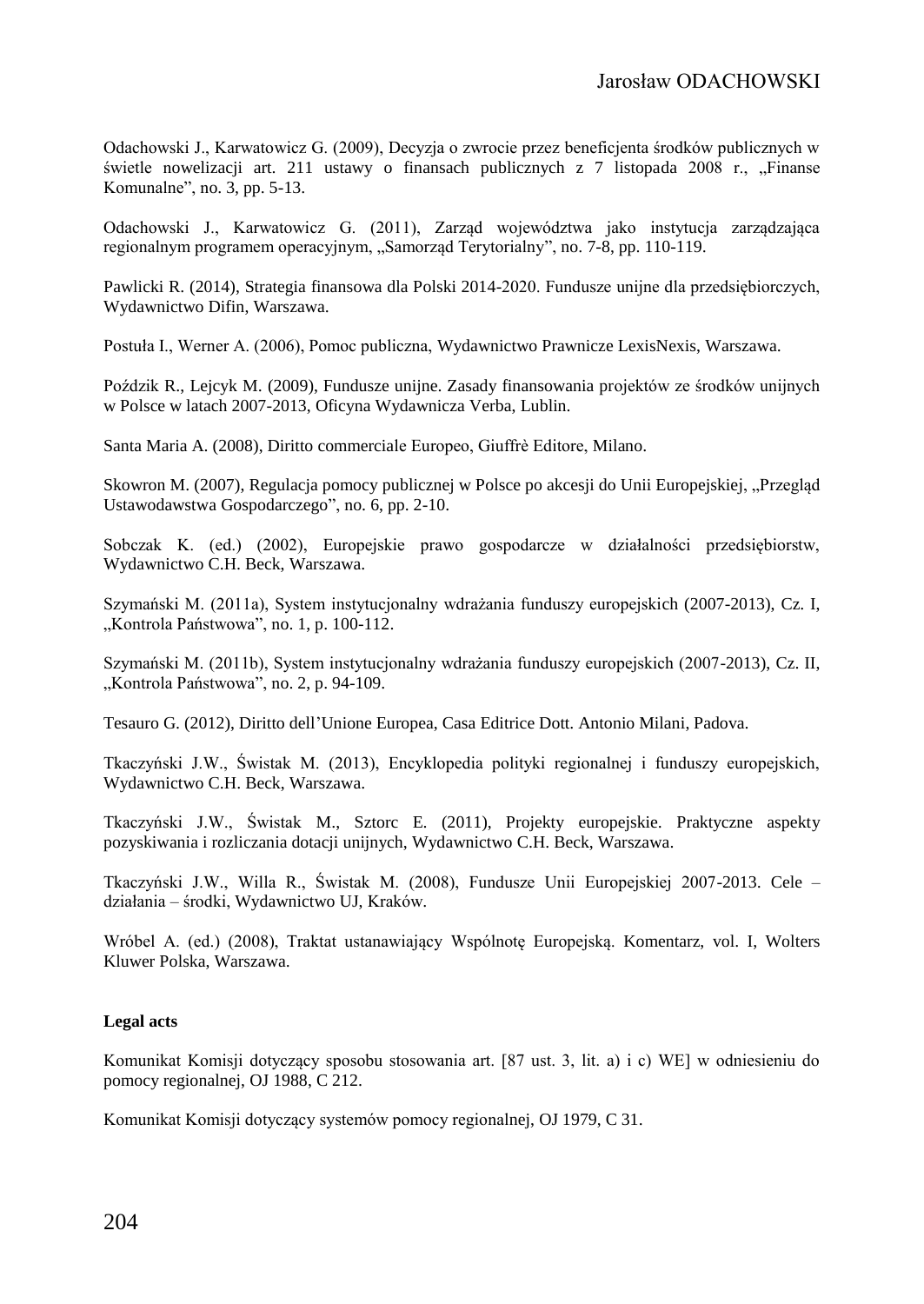Odachowski J., Karwatowicz G. (2009), Decyzja o zwrocie przez beneficjenta środków publicznych w świetle nowelizacji art. 211 ustawy o finansach publicznych z 7 listopada 2008 r., „Finanse Komunalne", no. 3, pp. 5-13.

Odachowski J., Karwatowicz G. (2011), Zarząd województwa jako instytucja zarządzająca regionalnym programem operacyjnym, „Samorząd Terytorialny", no. 7-8, pp. 110-119.

Pawlicki R. (2014), Strategia finansowa dla Polski 2014-2020. Fundusze unijne dla przedsiębiorczych, Wydawnictwo Difin, Warszawa.

Postuła I., Werner A. (2006), Pomoc publiczna, Wydawnictwo Prawnicze LexisNexis, Warszawa.

Poździk R., Lejcyk M. (2009), Fundusze unijne. Zasady finansowania projektów ze środków unijnych w Polsce w latach 2007-2013, Oficyna Wydawnicza Verba, Lublin.

Santa Maria A. (2008), Diritto commerciale Europeo, Giuffrè Editore, Milano.

Skowron M. (2007), Regulacja pomocy publicznej w Polsce po akcesji do Unii Europejskiej, „Przegląd Ustawodawstwa Gospodarczego", no. 6, pp. 2-10.

Sobczak K. (ed.) (2002), Europejskie prawo gospodarcze w działalności przedsiębiorstw, Wydawnictwo C.H. Beck, Warszawa.

Szymański M. (2011a), System instytucjonalny wdrażania funduszy europejskich (2007-2013), Cz. I, „Kontrola Państwowa", no. 1, p. 100-112.

Szymański M. (2011b), System instytucjonalny wdrażania funduszy europejskich (2007-2013), Cz. II, „Kontrola Państwowa", no. 2, p. 94-109.

Tesauro G. (2012), Diritto dell'Unione Europea, Casa Editrice Dott. Antonio Milani, Padova.

Tkaczyński J.W., Świstak M. (2013), Encyklopedia polityki regionalnej i funduszy europejskich, Wydawnictwo C.H. Beck, Warszawa.

Tkaczyński J.W., Świstak M., Sztorc E. (2011), Projekty europejskie. Praktyczne aspekty pozyskiwania i rozliczania dotacji unijnych, Wydawnictwo C.H. Beck, Warszawa.

Tkaczyński J.W., Willa R., Świstak M. (2008), Fundusze Unii Europejskiej 2007-2013. Cele – działania – środki, Wydawnictwo UJ, Kraków.

Wróbel A. (ed.) (2008), Traktat ustanawiający Wspólnotę Europejską. Komentarz, vol. I, Wolters Kluwer Polska, Warszawa.

**Legal acts**

Komunikat Komisji dotyczący sposobu stosowania art. [87 ust. 3, lit. a) i c) WE] w odniesieniu do pomocy regionalnej, OJ 1988, C 212.

Komunikat Komisji dotyczący systemów pomocy regionalnej, OJ 1979, C 31.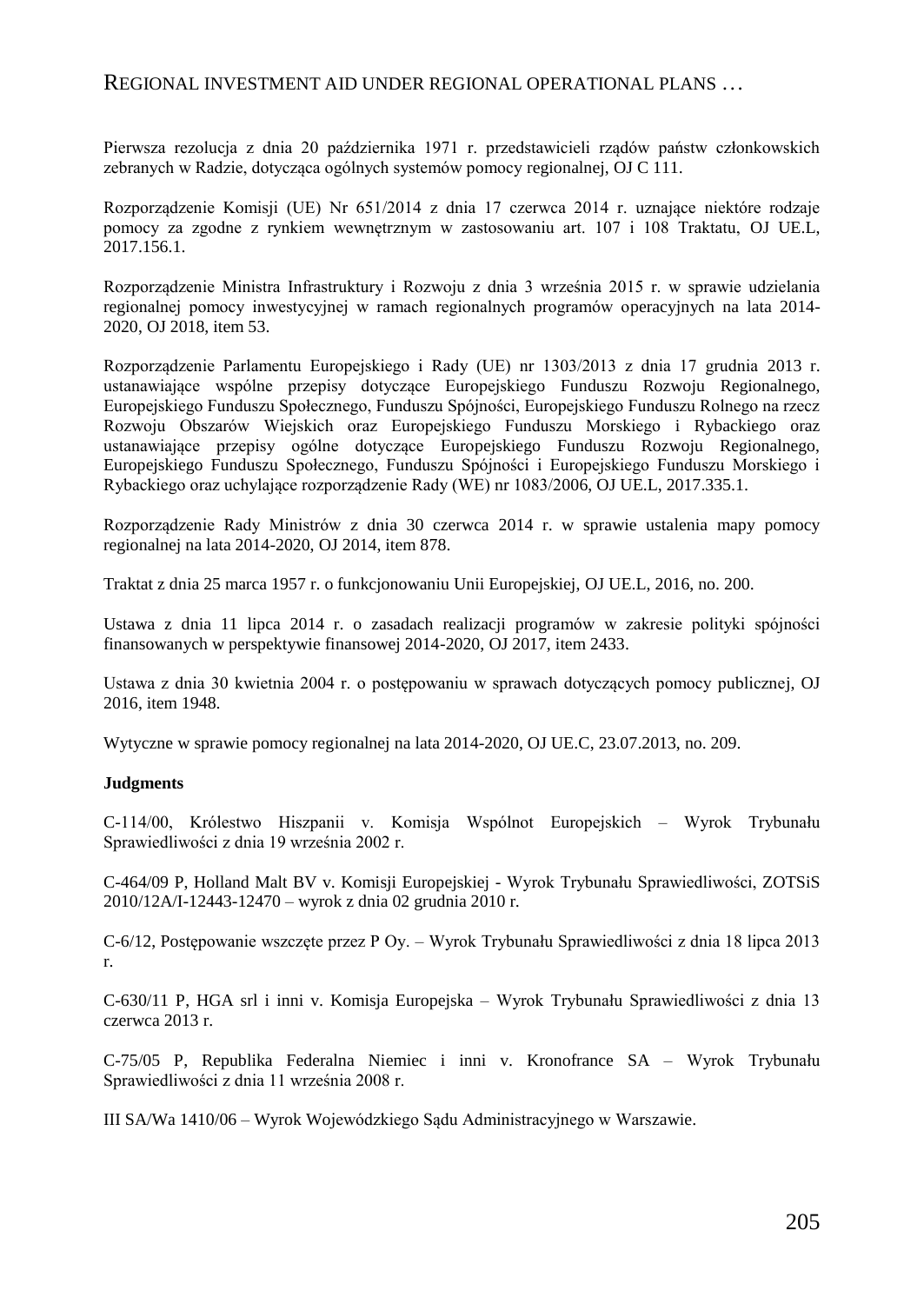Pierwsza rezolucja z dnia 20 października 1971 r. przedstawicieli rządów państw członkowskich zebranych w Radzie, dotycząca ogólnych systemów pomocy regionalnej, OJ C 111.

Rozporządzenie Komisji (UE) Nr 651/2014 z dnia 17 czerwca 2014 r. uznające niektóre rodzaje pomocy za zgodne z rynkiem wewnętrznym w zastosowaniu art. 107 i 108 Traktatu, OJ UE.L, 2017.156.1.

Rozporządzenie Ministra Infrastruktury i Rozwoju z dnia 3 września 2015 r. w sprawie udzielania regionalnej pomocy inwestycyjnej w ramach regionalnych programów operacyjnych na lata 2014-2020, OJ 2018, item 53.

Rozporządzenie Parlamentu Europejskiego i Rady (UE) nr 1303/2013 z dnia 17 grudnia 2013 r. ustanawiające wspólne przepisy dotyczące Europejskiego Funduszu Rozwoju Regionalnego, Europejskiego Funduszu Społecznego, Funduszu Spójności, Europejskiego Funduszu Rolnego na rzecz Rozwoju Obszarów Wiejskich oraz Europejskiego Funduszu Morskiego i Rybackiego oraz ustanawiające przepisy ogólne dotyczące Europejskiego Funduszu Rozwoju Regionalnego, Europejskiego Funduszu Społecznego, Funduszu Spójności i Europejskiego Funduszu Morskiego i Rybackiego oraz uchylające rozporządzenie Rady (WE) nr 1083/2006, OJ UE.L, 2017.335.1.

Rozporządzenie Rady Ministrów z dnia 30 czerwca 2014 r. w sprawie ustalenia mapy pomocy regionalnej na lata 2014-2020, OJ 2014, item 878.

Traktat z dnia 25 marca 1957 r. o funkcjonowaniu Unii Europejskiej, OJ UE.L, 2016, no. 200.

Ustawa z dnia 11 lipca 2014 r. o zasadach realizacji programów w zakresie polityki spójności finansowanych w perspektywie finansowej 2014-2020, OJ 2017, item 2433.

Ustawa z dnia 30 kwietnia 2004 r. o postępowaniu w sprawach dotyczących pomocy publicznej, OJ 2016, item 1948.

Wytyczne w sprawie pomocy regionalnej na lata 2014-2020, OJ UE.C, 23.07.2013, no. 209.

**Judgments**

C-114/00, Królestwo Hiszpanii v. Komisja Wspólnot Europejskich – Wyrok Trybunału Sprawiedliwości z dnia 19 września 2002 r.

C-464/09 P, Holland Malt BV v. Komisji Europejskiej - Wyrok Trybunału Sprawiedliwości, ZOTSiS 2010/12A/I-12443-12470 – wyrok z dnia 02 grudnia 2010 r.

C-6/12, Postępowanie wszczęte przez P Oy. – Wyrok Trybunału Sprawiedliwości z dnia 18 lipca 2013 r.

C-630/11 P, HGA srl i inni v. Komisja Europejska – Wyrok Trybunału Sprawiedliwości z dnia 13 czerwca 2013 r.

C-75/05 P, Republika Federalna Niemiec i inni v. Kronofrance SA – Wyrok Trybunału Sprawiedliwości z dnia 11 września 2008 r.

III SA/Wa 1410/06 – Wyrok Wojewódzkiego Sądu Administracyjnego w Warszawie.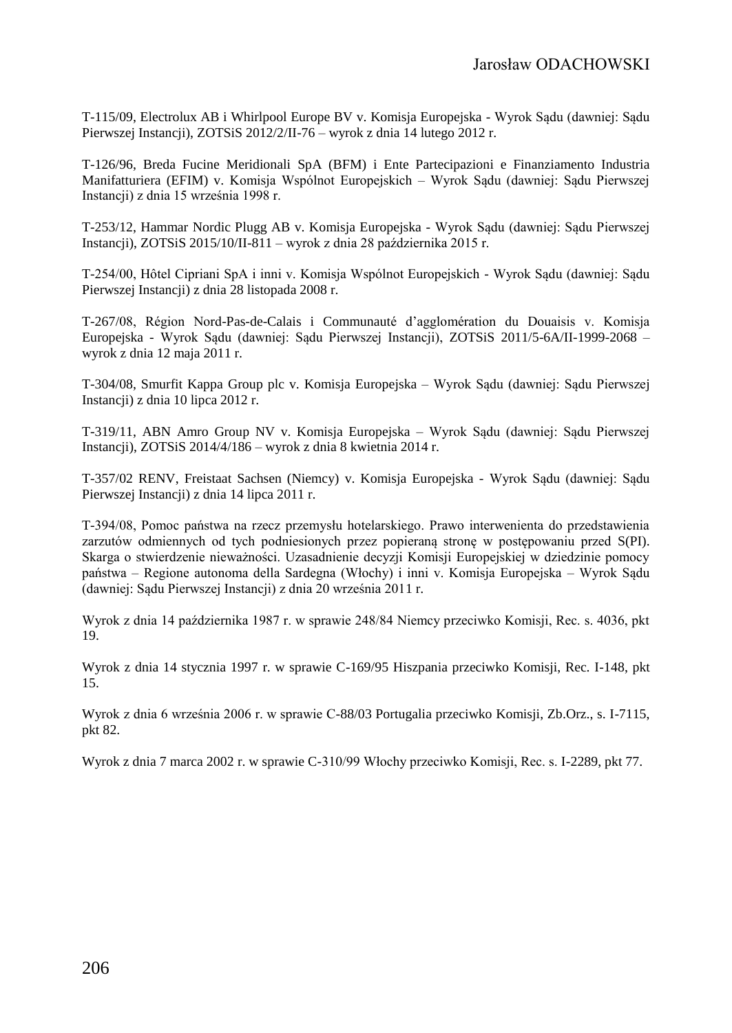T-115/09, Electrolux AB i Whirlpool Europe BV v. Komisja Europejska - Wyrok Sądu (dawniej: Sądu Pierwszej Instancji), ZOTSiS 2012/2/II-76 – wyrok z dnia 14 lutego 2012 r.

T-126/96, Breda Fucine Meridionali SpA (BFM) i Ente Partecipazioni e Finanziamento Industria Manifatturiera (EFIM) v. Komisja Wspólnot Europejskich – Wyrok Sądu (dawniej: Sądu Pierwszej Instancji) z dnia 15 września 1998 r.

T-253/12, Hammar Nordic Plugg AB v. Komisja Europejska - Wyrok Sądu (dawniej: Sądu Pierwszej Instancji), ZOTSiS 2015/10/II-811 – wyrok z dnia 28 października 2015 r.

T-254/00, Hôtel Cipriani SpA i inni v. Komisja Wspólnot Europejskich - Wyrok Sądu (dawniej: Sądu Pierwszej Instancji) z dnia 28 listopada 2008 r.

T-267/08, Région Nord-Pas-de-Calais i Communauté d'agglomération du Douaisis v. Komisja Europejska - Wyrok Sądu (dawniej: Sądu Pierwszej Instancji), ZOTSiS 2011/5-6A/II-1999-2068 – wyrok z dnia 12 maja 2011 r.

T-304/08, Smurfit Kappa Group plc v. Komisja Europejska – Wyrok Sądu (dawniej: Sądu Pierwszej Instancji) z dnia 10 lipca 2012 r.

T-319/11, ABN Amro Group NV v. Komisja Europejska – Wyrok Sądu (dawniej: Sądu Pierwszej Instancji), ZOTSiS 2014/4/186 – wyrok z dnia 8 kwietnia 2014 r.

T-357/02 RENV, Freistaat Sachsen (Niemcy) v. Komisja Europejska - Wyrok Sądu (dawniej: Sądu Pierwszej Instancji) z dnia 14 lipca 2011 r.

T-394/08, Pomoc państwa na rzecz przemysłu hotelarskiego. Prawo interwenienta do przedstawienia zarzutów odmiennych od tych podniesionych przez popieraną stronę w postępowaniu przed S(PI). Skarga o stwierdzenie nieważności. Uzasadnienie decyzji Komisji Europejskiej w dziedzinie pomocy państwa – Regione autonoma della Sardegna (Włochy) i inni v. Komisja Europejska – Wyrok Sądu (dawniej: Sądu Pierwszej Instancji) z dnia 20 września 2011 r.

Wyrok z dnia 14 października 1987 r. w sprawie 248/84 Niemcy przeciwko Komisji, Rec. s. 4036, pkt 19.

Wyrok z dnia 14 stycznia 1997 r. w sprawie C-169/95 Hiszpania przeciwko Komisji, Rec. I-148, pkt 15.

Wyrok z dnia 6 września 2006 r. w sprawie C-88/03 Portugalia przeciwko Komisji, Zb.Orz., s. I-7115, pkt 82.

Wyrok z dnia 7 marca 2002 r. w sprawie C-310/99 Włochy przeciwko Komisji, Rec. s. I-2289, pkt 77.